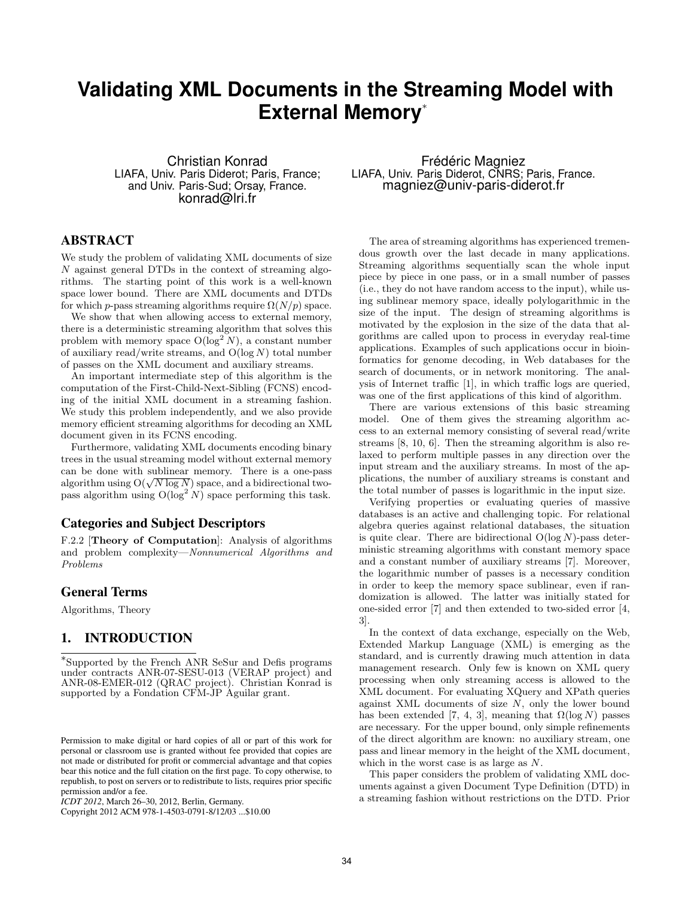# Validating XML Documents in the Streaming Model with External Memory*

Christian Konrad
LIAFA, Univ. Paris Diderot; Paris, France;
and Univ. Paris-Sud; Orsay, France.
konrad@lri.fr

Frédéric Magniez
LIAFA, Univ. Paris Diderot, CNRS; Paris, France.
magniez@univ-paris-diderot.fr

## ABSTRACT

We study the problem of validating XML documents of size $N$ against general DTDs in the context of streaming algorithms. The starting point of this work is a well-known space lower bound. There are XML documents and DTDs for which $p$-pass streaming algorithms require $\Omega(N/p)$ space.

We show that when allowing access to external memory, there is a deterministic streaming algorithm that solves this problem with memory space $O(\log^2 N)$, a constant number of auxiliary read/write streams, and $O(\log N)$ total number of passes on the XML document and auxiliary streams.

An important intermediate step of this algorithm is the computation of the First-Child-Next-Sibling (FCNS) encoding of the initial XML document in a streaming fashion. We study this problem independently, and we also provide memory efficient streaming algorithms for decoding an XML document given in its FCNS encoding.

Furthermore, validating XML documents encoding binary trees in the usual streaming model without external memory can be done with sublinear memory. There is a one-pass algorithm using $O(\sqrt{N \log N})$ space, and a bidirectional two-pass algorithm using $O(\log^2 N)$ space performing this task.

## Categories and Subject Descriptors

F.2.2 [**Theory of Computation**]: Analysis of algorithms and problem complexity—*Nonnumerical Algorithms and Problems*

## General Terms

Algorithms, Theory

## 1. INTRODUCTION

The area of streaming algorithms has experienced tremendous growth over the last decade in many applications. Streaming algorithms sequentially scan the whole input piece by piece in one pass, or in a small number of passes (i.e., they do not have random access to the input), while using sublinear memory space, ideally polylogarithmic in the size of the input. The design of streaming algorithms is motivated by the explosion in the size of the data that algorithms are called upon to process in everyday real-time applications. Examples of such applications occur in bioinformatics for genome decoding, in Web databases for the search of documents, or in network monitoring. The analysis of Internet traffic [1], in which traffic logs are queried, was one of the first applications of this kind of algorithm.

There are various extensions of this basic streaming model. One of them gives the streaming algorithm access to an external memory consisting of several read/write streams [8, 10, 6]. Then the streaming algorithm is also relaxed to perform multiple passes in any direction over the input stream and the auxiliary streams. In most of the applications, the number of auxiliary streams is constant and the total number of passes is logarithmic in the input size.

Verifying properties or evaluating queries of massive databases is an active and challenging topic. For relational algebra queries against relational databases, the situation is quite clear. There are bidirectional $O(\log N)$-pass deterministic streaming algorithms with constant memory space and a constant number of auxiliary streams [7]. Moreover, the logarithmic number of passes is a necessary condition in order to keep the memory space sublinear, even if randomization is allowed. The latter was initially stated for one-sided error [7] and then extended to two-sided error [4, 3].

In the context of data exchange, especially on the Web, Extended Markup Language (XML) is emerging as the standard, and is currently drawing much attention in data management research. Only few is known on XML query processing when only streaming access is allowed to the XML document. For evaluating XQuery and XPath queries against XML documents of size $N$, only the lower bound has been extended [7, 4, 3], meaning that $\Omega(\log N)$ passes are necessary. For the upper bound, only simple refinements of the direct algorithm are known: no auxiliary stream, one pass and linear memory in the height of the XML document, which in the worst case is as large as $N$.

This paper considers the problem of validating XML documents against a given Document Type Definition (DTD) in a streaming fashion without restrictions on the DTD. Prior

*Supported by the French ANR SeSur and Defis programs under contracts ANR-07-SESU-013 (VERAP project) and ANR-08-EMER-012 (QRAC project). Christian Konrad is supported by a Fondation CFM-JP Aguilar grant.

Permission to make digital or hard copies of all or part of this work for personal or classroom use is granted without fee provided that copies are not made or distributed for profit or commercial advantage and that copies bear this notice and the full citation on the first page. To copy otherwise, to republish, to post on servers or to redistribute to lists, requires prior specific permission and/or a fee.
*ICDT 2012*, March 26–30, 2012, Berlin, Germany.
Copyright 2012 ACM 978-1-4503-0791-8/12/03 ...$10.00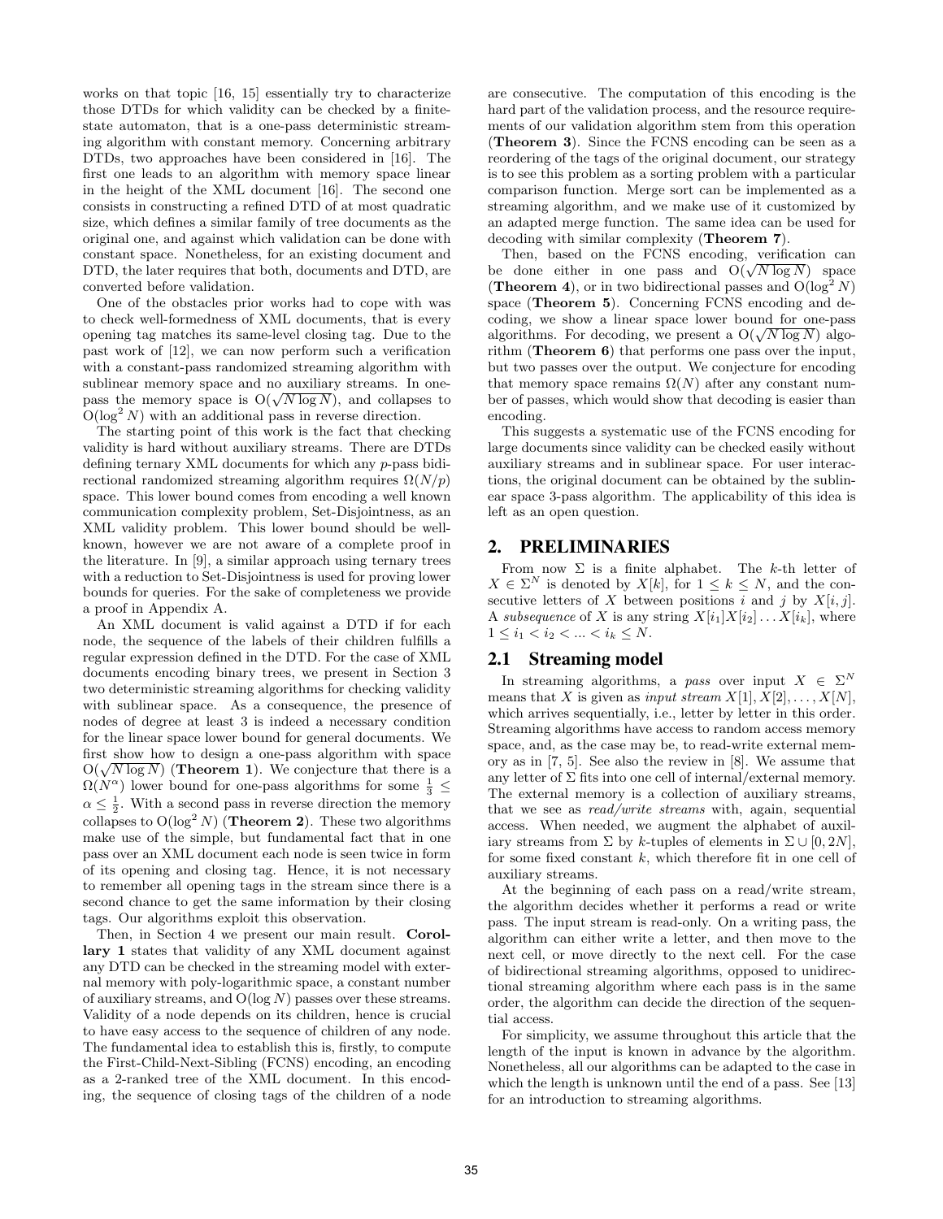works on that topic [16, 15] essentially try to characterize those DTDs for which validity can be checked by a finite-state automaton, that is a one-pass deterministic streaming algorithm with constant memory. Concerning arbitrary DTDs, two approaches have been considered in [16]. The first one leads to an algorithm with memory space linear in the height of the XML document [16]. The second one consists in constructing a refined DTD of at most quadratic size, which defines a similar family of tree documents as the original one, and against which validation can be done with constant space. Nonetheless, for an existing document and DTD, the later requires that both, documents and DTD, are converted before validation.

One of the obstacles prior works had to cope with was to check well-formedness of XML documents, that is every opening tag matches its same-level closing tag. Due to the past work of [12], we can now perform such a verification with a constant-pass randomized streaming algorithm with sublinear memory space and no auxiliary streams. In one-pass the memory space is $O(\sqrt{N \log N})$, and collapses to $O(\log^2 N)$ with an additional pass in reverse direction.

The starting point of this work is the fact that checking validity is hard without auxiliary streams. There are DTDs defining ternary XML documents for which any $p$-pass bidirectional randomized streaming algorithm requires $\Omega(N/p)$ space. This lower bound comes from encoding a well known communication complexity problem, Set-Disjointness, as an XML validity problem. This lower bound should be well-known, however we are not aware of a complete proof in the literature. In [9], a similar approach using ternary trees with a reduction to Set-Disjointness is used for proving lower bounds for queries. For the sake of completeness we provide a proof in Appendix A.

An XML document is valid against a DTD if for each node, the sequence of the labels of their children fulfills a regular expression defined in the DTD. For the case of XML documents encoding binary trees, we present in Section 3 two deterministic streaming algorithms for checking validity with sublinear space. As a consequence, the presence of nodes of degree at least 3 is indeed a necessary condition for the linear space lower bound for general documents. We first show how to design a one-pass algorithm with space $O(\sqrt{N \log N})$ (**Theorem 1**). We conjecture that there is a $\Omega(N^{\alpha})$ lower bound for one-pass algorithms for some $\frac{1}{3} \leq \alpha \leq \frac{1}{2}$. With a second pass in reverse direction the memory collapses to $O(\log^2 N)$ (**Theorem 2**). These two algorithms make use of the simple, but fundamental fact that in one pass over an XML document each node is seen twice in form of its opening and closing tag. Hence, it is not necessary to remember all opening tags in the stream since there is a second chance to get the same information by their closing tags. Our algorithms exploit this observation.

Then, in Section 4 we present our main result. **Corollary 1** states that validity of any XML document against any DTD can be checked in the streaming model with external memory with poly-logarithmic space, a constant number of auxiliary streams, and $O(\log N)$ passes over these streams. Validity of a node depends on its children, hence is crucial to have easy access to the sequence of children of any node. The fundamental idea to establish this is, firstly, to compute the First-Child-Next-Sibling (FCNS) encoding, an encoding as a 2-ranked tree of the XML document. In this encoding, the sequence of closing tags of the children of a node are consecutive. The computation of this encoding is the hard part of the validation process, and the resource requirements of our validation algorithm stem from this operation (**Theorem 3**). Since the FCNS encoding can be seen as a reordering of the tags of the original document, our strategy is to see this problem as a sorting problem with a particular comparison function. Merge sort can be implemented as a streaming algorithm, and we make use of it customized by an adapted merge function. The same idea can be used for decoding with similar complexity (**Theorem 7**).

Then, based on the FCNS encoding, verification can be done either in one pass and $O(\sqrt{N \log N})$ space (**Theorem 4**), or in two bidirectional passes and $O(\log^2 N)$ space (**Theorem 5**). Concerning FCNS encoding and decoding, we show a linear space lower bound for one-pass algorithms. For decoding, we present a $O(\sqrt{N \log N})$ algorithm (**Theorem 6**) that performs one pass over the input, but two passes over the output. We conjecture for encoding that memory space remains $\Omega(N)$ after any constant number of passes, which would show that decoding is easier than encoding.

This suggests a systematic use of the FCNS encoding for large documents since validity can be checked easily without auxiliary streams and in sublinear space. For user interactions, the original document can be obtained by the sublinear space 3-pass algorithm. The applicability of this idea is left as an open question.

## 2. PRELIMINARIES

From now $\Sigma$ is a finite alphabet. The $k$-th letter of $X \in \Sigma^N$ is denoted by $X[k]$, for $1 \leq k \leq N$, and the consecutive letters of $X$ between positions $i$ and $j$ by $X[i,j]$. A *subsequence* of $X$ is any string $X[i_1]X[i_2]\dots X[i_k]$, where $1 \leq i_1 < i_2 < \dots < i_k \leq N$.

### 2.1 Streaming model

In streaming algorithms, a *pass* over input $X \in \Sigma^N$ means that $X$ is given as *input stream* $X[1], X[2], \dots, X[N]$, which arrives sequentially, i.e., letter by letter in this order. Streaming algorithms have access to random access memory space, and, as the case may be, to read-write external memory as in [7, 5]. See also the review in [8]. We assume that any letter of $\Sigma$ fits into one cell of internal/external memory. The external memory is a collection of auxiliary streams, that we see as *read/write streams* with, again, sequential access. When needed, we augment the alphabet of auxiliary streams from $\Sigma$ by $k$-tuples of elements in $\Sigma \cup [0, 2N]$, for some fixed constant $k$, which therefore fit in one cell of auxiliary streams.

At the beginning of each pass on a read/write stream, the algorithm decides whether it performs a read or write pass. The input stream is read-only. On a writing pass, the algorithm can either write a letter, and then move to the next cell, or move directly to the next cell. For the case of bidirectional streaming algorithms, opposed to unidirectional streaming algorithm where each pass is in the same order, the algorithm can decide the direction of the sequential access.

For simplicity, we assume throughout this article that the length of the input is known in advance by the algorithm. Nonetheless, all our algorithms can be adapted to the case in which the length is unknown until the end of a pass. See [13] for an introduction to streaming algorithms.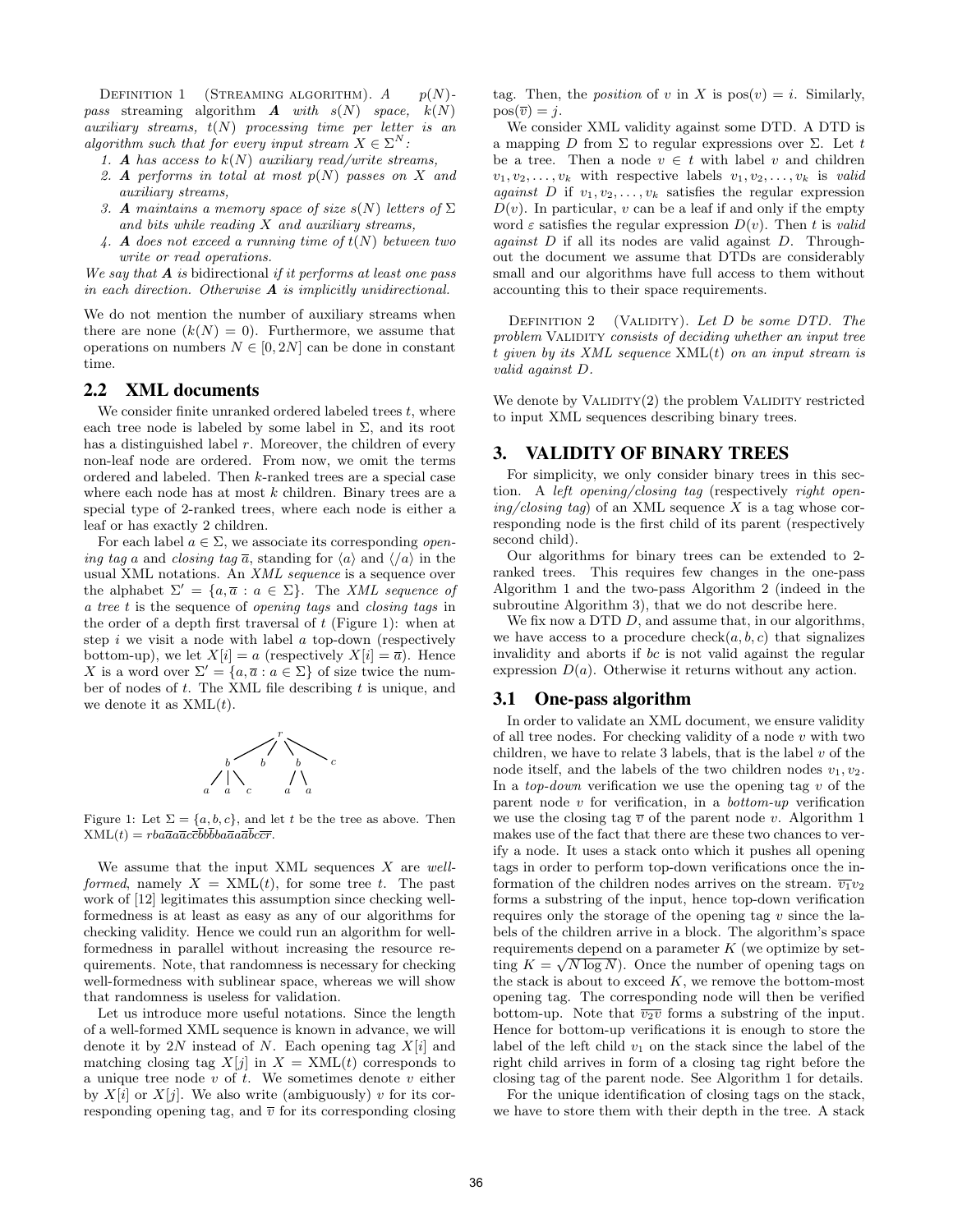Definition 1 (Streaming algorithm). *A $p(N)$-pass streaming algorithm **A** with $s(N)$ space, $k(N)$ auxiliary streams, $t(N)$ processing time per letter is an algorithm such that for every input stream $X \in \Sigma^N$:*

1. ***A** has access to $k(N)$ auxiliary read/write streams,*
2. ***A** performs in total at most $p(N)$ passes on $X$ and auxiliary streams,*
3. ***A** maintains a memory space of size $s(N)$ letters of $\Sigma$ and bits while reading $X$ and auxiliary streams,*
4. ***A** does not exceed a running time of $t(N)$ between two write or read operations.*

*We say that **A** is* bidirectional *if it performs at least one pass in each direction. Otherwise **A** is implicitly unidirectional.*

We do not mention the number of auxiliary streams when there are none ($k(N) = 0$). Furthermore, we assume that operations on numbers $N \in [0, 2N]$ can be done in constant time.

## 2.2 XML documents

We consider finite unranked ordered labeled trees $t$, where each tree node is labeled by some label in $\Sigma$, and its root has a distinguished label $r$. Moreover, the children of every non-leaf node are ordered. From now, we omit the terms ordered and labeled. Then $k$-ranked trees are a special case where each node has at most $k$ children. Binary trees are a special type of 2-ranked trees, where each node is either a leaf or has exactly 2 children.

For each label $a \in \Sigma$, we associate its corresponding *opening tag* $a$ and *closing tag* $\overline{a}$, standing for $\langle a \rangle$ and $\langle /a \rangle$ in the usual XML notations. An *XML sequence* is a sequence over the alphabet $\Sigma' = \{a, \overline{a} : a \in \Sigma\}$. The *XML sequence of a tree t* is the sequence of *opening tags* and *closing tags* in the order of a depth first traversal of $t$ (Figure 1): when at step $i$ we visit a node with label $a$ top-down (respectively bottom-up), we let $X[i] = a$ (respectively $X[i] = \overline{a}$). Hence $X$ is a word over $\Sigma' = \{a, \overline{a} : a \in \Sigma\}$ of size twice the number of nodes of $t$. The XML file describing $t$ is unique, and we denote it as $\text{XML}(t)$.

Figure 1: Let $\Sigma = \{a, b, c\}$, and let $t$ be the tree as above. Then $\text{XML}(t) = rba\overline{a}a\overline{a}c\overline{c}\overline{b}b\overline{b}ba\overline{a}a\overline{a}\overline{b}c\overline{c}\overline{r}$.

We assume that the input XML sequences $X$ are *well-formed*, namely $X = \text{XML}(t)$, for some tree $t$. The past work of [12] legitimates this assumption since checking well-formedness is at least as easy as any of our algorithms for checking validity. Hence we could run an algorithm for well-formedness in parallel without increasing the resource requirements. Note, that randomness is necessary for checking well-formedness with sublinear space, whereas we will show that randomness is useless for validation.

Let us introduce more useful notations. Since the length of a well-formed XML sequence is known in advance, we will denote it by $2N$ instead of $N$. Each opening tag $X[i]$ and matching closing tag $X[j]$ in $X = \text{XML}(t)$ corresponds to a unique tree node $v$ of $t$. We sometimes denote $v$ either by $X[i]$ or $X[j]$. We also write (ambiguously) $v$ for its corresponding opening tag, and $\overline{v}$ for its corresponding closing tag. Then, the *position* of $v$ in $X$ is $\text{pos}(v) = i$. Similarly, $\text{pos}(\overline{v}) = j$.

We consider XML validity against some DTD. A DTD is a mapping $D$ from $\Sigma$ to regular expressions over $\Sigma$. Let $t$ be a tree. Then a node $v \in t$ with label $v$ and children $v_1, v_2, \ldots, v_k$ with respective labels $v_1, v_2, \ldots, v_k$ is *valid against D* if $v_1, v_2, \ldots, v_k$ satisfies the regular expression $D(v)$. In particular, $v$ can be a leaf if and only if the empty word $\varepsilon$ satisfies the regular expression $D(v)$. Then $t$ is *valid against D* if all its nodes are valid against $D$. Throughout the document we assume that DTDs are considerably small and our algorithms have full access to them without accounting this to their space requirements.

Definition 2 (Validity). *Let $D$ be some DTD. The problem* Validity *consists of deciding whether an input tree $t$ given by its XML sequence $\text{XML}(t)$ on an input stream is valid against $D$.*

We denote by Validity(2) the problem Validity restricted to input XML sequences describing binary trees.

# 3. VALIDITY OF BINARY TREES

For simplicity, we only consider binary trees in this section. A *left opening/closing tag* (respectively *right opening/closing tag*) of an XML sequence $X$ is a tag whose corresponding node is the first child of its parent (respectively second child).

Our algorithms for binary trees can be extended to 2-ranked trees. This requires few changes in the one-pass Algorithm 1 and the two-pass Algorithm 2 (indeed in the subroutine Algorithm 3), that we do not describe here.

We fix now a DTD $D$, and assume that, in our algorithms, we have access to a procedure $\text{check}(a, b, c)$ that signalizes invalidity and aborts if $bc$ is not valid against the regular expression $D(a)$. Otherwise it returns without any action.

## 3.1 One-pass algorithm

In order to validate an XML document, we ensure validity of all tree nodes. For checking validity of a node $v$ with two children, we have to relate 3 labels, that is the label $v$ of the node itself, and the labels of the two children nodes $v_1, v_2$. In a *top-down* verification we use the opening tag $v$ of the parent node $v$ for verification, in a *bottom-up* verification we use the closing tag $\overline{v}$ of the parent node $v$. Algorithm 1 makes use of the fact that there are these two chances to verify a node. It uses a stack onto which it pushes all opening tags in order to perform top-down verifications once the information of the children nodes arrives on the stream. $\overline{v_1}v_2$ forms a substring of the input, hence top-down verification requires only the storage of the opening tag $v$ since the labels of the children arrive in a block. The algorithm's space requirements depend on a parameter $K$ (we optimize by setting $K = \sqrt{N \log N}$). Once the number of opening tags on the stack is about to exceed $K$, we remove the bottom-most opening tag. The corresponding node will then be verified bottom-up. Note that $\overline{v_2}\overline{v}$ forms a substring of the input. Hence for bottom-up verifications it is enough to store the label of the left child $v_1$ on the stack since the label of the right child arrives in form of a closing tag right before the closing tag of the parent node. See Algorithm 1 for details.

For the unique identification of closing tags on the stack, we have to store them with their depth in the tree. A stack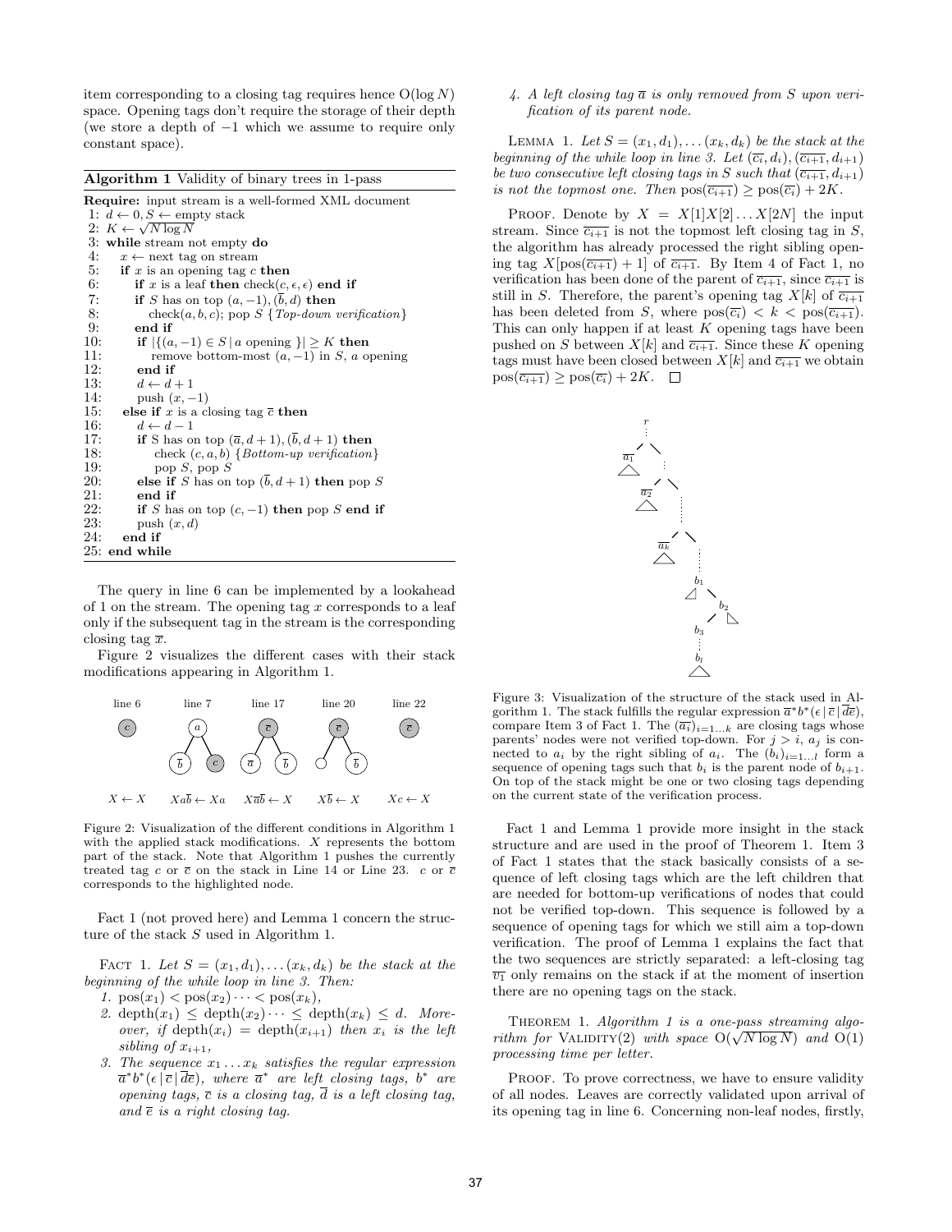item corresponding to a closing tag requires hence $O(\log N)$ space. Opening tags don't require the storage of their depth (we store a depth of $-1$ which we assume to require only constant space).

**Algorithm 1** Validity of binary trees in 1-pass

```
Require: input stream is a well-formed XML document
 1: d ← 0, S ← empty stack
 2: K ← √(N log N)
 3: while stream not empty do
 4:   x ← next tag on stream
 5:   if x is an opening tag c then
 6:     if x is a leaf then check(c, ε, ε) end if
 7:     if S has on top (a, −1), (b̄, d) then
 8:       check(a, b, c); pop S {Top-down verification}
 9:     end if
10:     if |{(a, −1) ∈ S | a opening }| ≥ K then
11:       remove bottom-most (a, −1) in S, a opening
12:     end if
13:     d ← d + 1
14:     push (x, −1)
15:   else if x is a closing tag c̄ then
16:     d ← d − 1
17:     if S has on top (ā, d + 1), (b̄, d + 1) then
18:       check (c, a, b) {Bottom-up verification}
19:       pop S, pop S
20:     else if S has on top (b̄, d + 1) then pop S
21:     end if
22:     if S has on top (c, −1) then pop S end if
23:     push (x, d)
24:   end if
25: end while
```

The query in line 6 can be implemented by a lookahead of 1 on the stream. The opening tag $x$ corresponds to a leaf only if the subsequent tag in the stream is the corresponding closing tag $\overline{x}$.

Figure 2 visualizes the different cases with their stack modifications appearing in Algorithm 1.

Figure 2: Visualization of the different conditions in Algorithm 1 with the applied stack modifications. $X$ represents the bottom part of the stack. Note that Algorithm 1 pushes the currently treated tag $c$ or $\overline{c}$ on the stack in Line 14 or Line 23. $c$ or $\overline{c}$ corresponds to the highlighted node.

Fact 1 (not proved here) and Lemma 1 concern the structure of the stack $S$ used in Algorithm 1.

FACT 1. *Let $S = (x_1, d_1), \ldots (x_k, d_k)$ be the stack at the beginning of the while loop in line 3. Then:*

1. *$\mathrm{pos}(x_1) < \mathrm{pos}(x_2) \cdots < \mathrm{pos}(x_k)$,*
2. *$\mathrm{depth}(x_1) \leq \mathrm{depth}(x_2) \cdots \leq \mathrm{depth}(x_k) \leq d$. Moreover, if $\mathrm{depth}(x_i) = \mathrm{depth}(x_{i+1})$ then $x_i$ is the left sibling of $x_{i+1}$,*
3. *The sequence $x_1 \ldots x_k$ satisfies the regular expression $\overline{a}^* b^* (\epsilon \,|\, \overline{c} \,|\, \overline{d}\overline{e})$, where $\overline{a}^*$ are left closing tags, $b^*$ are opening tags, $\overline{c}$ is a closing tag, $\overline{d}$ is a left closing tag, and $\overline{e}$ is a right closing tag.*
4. *A left closing tag $\overline{a}$ is only removed from $S$ upon verification of its parent node.*

LEMMA 1. *Let $S = (x_1, d_1), \ldots (x_k, d_k)$ be the stack at the beginning of the while loop in line 3. Let $(\overline{c_i}, d_i), (\overline{c_{i+1}}, d_{i+1})$ be two consecutive left closing tags in $S$ such that $(\overline{c_{i+1}}, d_{i+1})$ is not the topmost one. Then $\mathrm{pos}(\overline{c_{i+1}}) \geq \mathrm{pos}(\overline{c_i}) + 2K$.*

PROOF. Denote by $X = X[1]X[2] \ldots X[2N]$ the input stream. Since $\overline{c_{i+1}}$ is not the topmost left closing tag in $S$, the algorithm has already processed the right sibling opening tag $X[\mathrm{pos}(\overline{c_{i+1}}) + 1]$ of $\overline{c_{i+1}}$. By Item 4 of Fact 1, no verification has been done of the parent of $\overline{c_{i+1}}$, since $\overline{c_{i+1}}$ is still in $S$. Therefore, the parent's opening tag $X[k]$ of $\overline{c_{i+1}}$ has been deleted from $S$, where $\mathrm{pos}(\overline{c_i}) < k < \mathrm{pos}(\overline{c_{i+1}})$. This can only happen if at least $K$ opening tags have been pushed on $S$ between $X[k]$ and $\overline{c_{i+1}}$. Since these $K$ opening tags must have been closed between $X[k]$ and $\overline{c_{i+1}}$ we obtain $\mathrm{pos}(\overline{c_{i+1}}) \geq \mathrm{pos}(\overline{c_i}) + 2K$. $\square$

Figure 3: Visualization of the structure of the stack used in Algorithm 1. The stack fulfills the regular expression $\overline{a}^* b^* (\epsilon \,|\, \overline{c} \,|\, \overline{d}\overline{e})$, compare Item 3 of Fact 1. The $(\overline{a_i})_{i=1\ldots k}$ are closing tags whose parents' nodes were not verified top-down. For $j > i$, $a_j$ is connected to $a_i$ by the right sibling of $a_i$. The $(b_i)_{i=1\ldots l}$ form a sequence of opening tags such that $b_i$ is the parent node of $b_{i+1}$. On top of the stack might be one or two closing tags depending on the current state of the verification process.

Fact 1 and Lemma 1 provide more insight in the stack structure and are used in the proof of Theorem 1. Item 3 of Fact 1 states that the stack basically consists of a sequence of left closing tags which are the left children that are needed for bottom-up verifications of nodes that could not be verified top-down. This sequence is followed by a sequence of opening tags for which we still aim a top-down verification. The proof of Lemma 1 explains the fact that the two sequences are strictly separated: a left-closing tag $\overline{v_1}$ only remains on the stack if at the moment of insertion there are no opening tags on the stack.

THEOREM 1. *Algorithm 1 is a one-pass streaming algorithm for* VALIDITY(2) *with space $O(\sqrt{N \log N})$ and $O(1)$ processing time per letter.*

PROOF. To prove correctness, we have to ensure validity of all nodes. Leaves are correctly validated upon arrival of its opening tag in line 6. Concerning non-leaf nodes, firstly,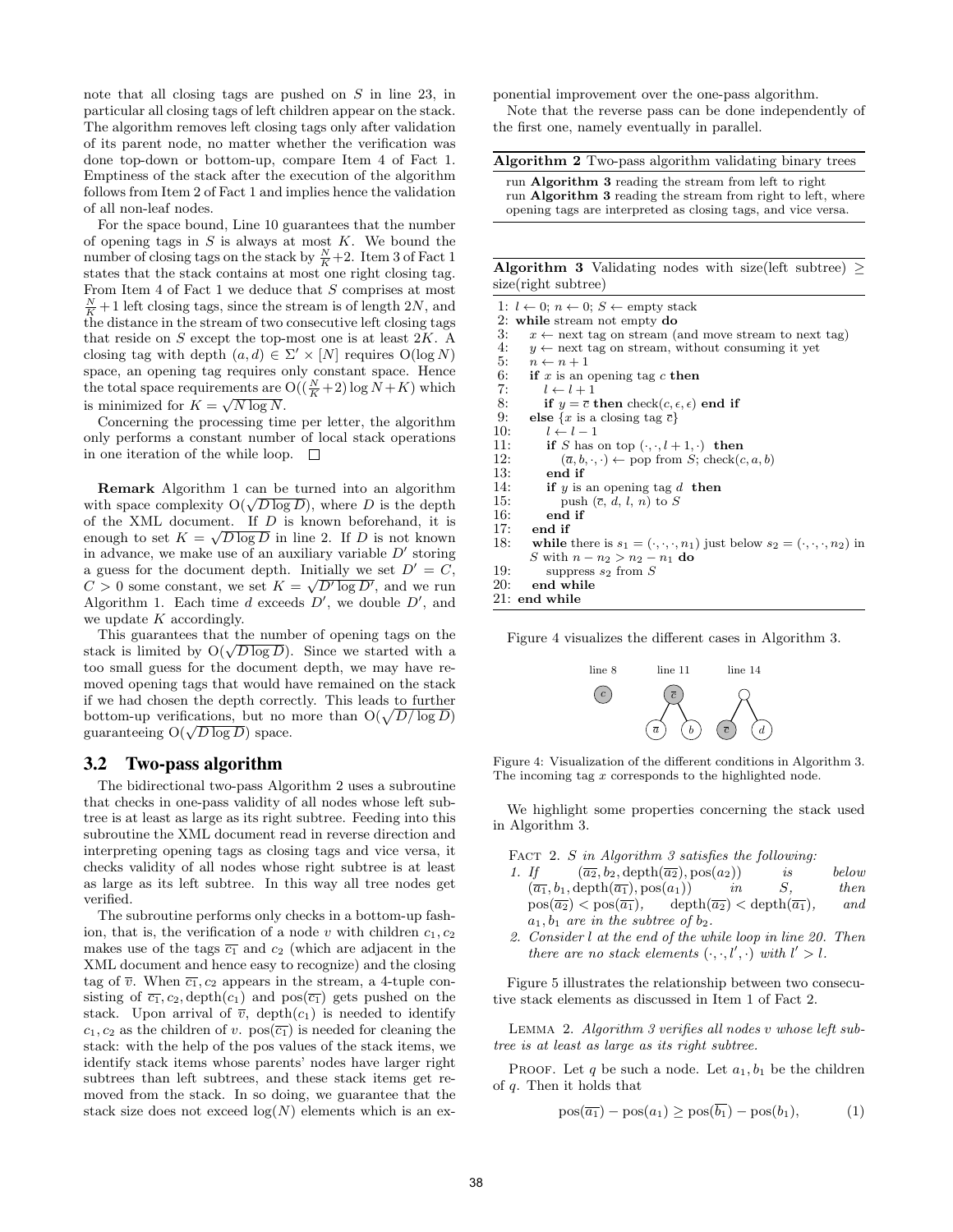note that all closing tags are pushed on $S$ in line 23, in particular all closing tags of left children appear on the stack. The algorithm removes left closing tags only after validation of its parent node, no matter whether the verification was done top-down or bottom-up, compare Item 4 of Fact 1. Emptiness of the stack after the execution of the algorithm follows from Item 2 of Fact 1 and implies hence the validation of all non-leaf nodes.

For the space bound, Line 10 guarantees that the number of opening tags in $S$ is always at most $K$. We bound the number of closing tags on the stack by $\frac{N}{K}+2$. Item 3 of Fact 1 states that the stack contains at most one right closing tag. From Item 4 of Fact 1 we deduce that $S$ comprises at most $\frac{N}{K}+1$ left closing tags, since the stream is of length $2N$, and the distance in the stream of two consecutive left closing tags that reside on $S$ except the top-most one is at least $2K$. A closing tag with depth $(a, d) \in \Sigma' \times [N]$ requires $O(\log N)$ space, an opening tag requires only constant space. Hence the total space requirements are $O((\frac{N}{K}+2)\log N + K)$ which is minimized for $K = \sqrt{N \log N}$.

Concerning the processing time per letter, the algorithm only performs a constant number of local stack operations in one iteration of the while loop. □

**Remark** Algorithm 1 can be turned into an algorithm with space complexity $O(\sqrt{D \log D})$, where $D$ is the depth of the XML document. If $D$ is known beforehand, it is enough to set $K = \sqrt{D \log D}$ in line 2. If $D$ is not known in advance, we make use of an auxiliary variable $D'$ storing a guess for the document depth. Initially we set $D' = C$, $C > 0$ some constant, we set $K = \sqrt{D' \log D'}$, and we run Algorithm 1. Each time $d$ exceeds $D'$, we double $D'$, and we update $K$ accordingly.

This guarantees that the number of opening tags on the stack is limited by $O(\sqrt{D \log D})$. Since we started with a too small guess for the document depth, we may have removed opening tags that would have remained on the stack if we had chosen the depth correctly. This leads to further bottom-up verifications, but no more than $O(\sqrt{D/\log D})$ guaranteeing $O(\sqrt{D \log D})$ space.

## 3.2 Two-pass algorithm

The bidirectional two-pass Algorithm 2 uses a subroutine that checks in one-pass validity of all nodes whose left subtree is at least as large as its right subtree. Feeding into this subroutine the XML document read in reverse direction and interpreting opening tags as closing tags and vice versa, it checks validity of all nodes whose right subtree is at least as large as its left subtree. In this way all tree nodes get verified.

The subroutine performs only checks in a bottom-up fashion, that is, the verification of a node $v$ with children $c_1, c_2$ makes use of the tags $\overline{c_1}$ and $c_2$ (which are adjacent in the XML document and hence easy to recognize) and the closing tag of $\overline{v}$. When $\overline{c_1}, c_2$ appears in the stream, a 4-tuple consisting of $\overline{c_1}, c_2, \text{depth}(c_1)$ and $\text{pos}(\overline{c_1})$ gets pushed on the stack. Upon arrival of $\overline{v}$, $\text{depth}(c_1)$ is needed to identify $c_1, c_2$ as the children of $v$. $\text{pos}(\overline{c_1})$ is needed for cleaning the stack: with the help of the pos values of the stack items, we identify stack items whose parents' nodes have larger right subtrees than left subtrees, and these stack items get removed from the stack. In so doing, we guarantee that the stack size does not exceed $\log(N)$ elements which is an exponential improvement over the one-pass algorithm.

Note that the reverse pass can be done independently of the first one, namely eventually in parallel.

**Algorithm 2** Two-pass algorithm validating binary trees

```
run Algorithm 3 reading the stream from left to right
run Algorithm 3 reading the stream from right to left, where
opening tags are interpreted as closing tags, and vice versa.
```

**Algorithm 3** Validating nodes with size(left subtree) $\geq$ size(right subtree)

```
1: l ← 0; n ← 0; S ← empty stack
2: while stream not empty do
3:    x ← next tag on stream (and move stream to next tag)
4:    y ← next tag on stream, without consuming it yet
5:    n ← n + 1
6:    if x is an opening tag c then
7:       l ← l + 1
8:       if y = c̄ then check(c, ε, ε) end if
9:    else {x is a closing tag c̄}
10:      l ← l − 1
11:      if S has on top (·, ·, l + 1, ·) then
12:         (ā, b, ·, ·) ← pop from S; check(c, a, b)
13:      end if
14:      if y is an opening tag d then
15:         push (c̄, d, l, n) to S
16:      end if
17:   end if
18:   while there is s1 = (·, ·, ·, n1) just below s2 = (·, ·, ·, n2) in
      S with n − n2 > n2 − n1 do
19:      suppress s2 from S
20:   end while
21: end while
```

Figure 4 visualizes the different cases in Algorithm 3.

Figure 4: Visualization of the different conditions in Algorithm 3. The incoming tag $x$ corresponds to the highlighted node.

We highlight some properties concerning the stack used in Algorithm 3.

Fact 2. *$S$ in Algorithm 3 satisfies the following:*

1. *If $(\overline{a_2}, b_2, \text{depth}(\overline{a_2}), \text{pos}(a_2))$ is below $(\overline{a_1}, b_1, \text{depth}(\overline{a_1}), \text{pos}(a_1))$ in $S$, then $\text{pos}(\overline{a_2}) < \text{pos}(\overline{a_1})$, $\text{depth}(\overline{a_2}) < \text{depth}(\overline{a_1})$, and $a_1, b_1$ are in the subtree of $b_2$.*
2. *Consider $l$ at the end of the while loop in line 20. Then there are no stack elements $(\cdot, \cdot, l', \cdot)$ with $l' > l$.*

Figure 5 illustrates the relationship between two consecutive stack elements as discussed in Item 1 of Fact 2.

Lemma 2. *Algorithm 3 verifies all nodes $v$ whose left subtree is at least as large as its right subtree.*

Proof. Let $q$ be such a node. Let $a_1, b_1$ be the children of $q$. Then it holds that

$$\text{pos}(\overline{a_1}) - \text{pos}(a_1) \geq \text{pos}(\overline{b_1}) - \text{pos}(b_1), \tag{1}$$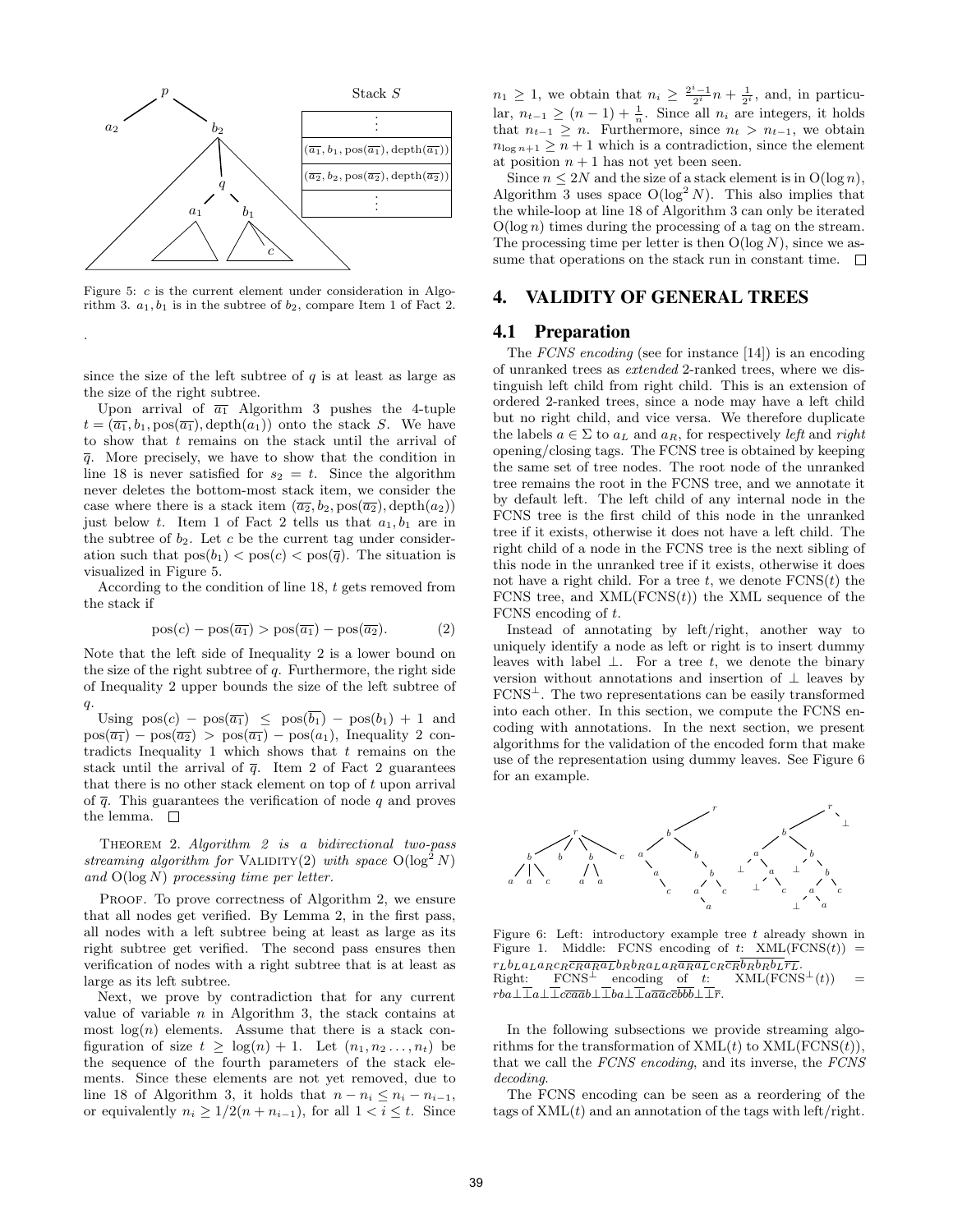Figure 5: $c$ is the current element under consideration in Algorithm 3. $a_1, b_1$ is in the subtree of $b_2$, compare Item 1 of Fact 2.

since the size of the left subtree of $q$ is at least as large as the size of the right subtree.

Upon arrival of $\overline{a_1}$ Algorithm 3 pushes the 4-tuple $t = (\overline{a_1}, b_1, \text{pos}(\overline{a_1}), \text{depth}(a_1))$ onto the stack $S$. We have to show that $t$ remains on the stack until the arrival of $\overline{q}$. More precisely, we have to show that the condition in line 18 is never satisfied for $s_2 = t$. Since the algorithm never deletes the bottom-most stack item, we consider the case where there is a stack item $(\overline{a_2}, b_2, \text{pos}(\overline{a_2}), \text{depth}(a_2))$ just below $t$. Item 1 of Fact 2 tells us that $a_1, b_1$ are in the subtree of $b_2$. Let $c$ be the current tag under consideration such that $\text{pos}(b_1) < \text{pos}(c) < \text{pos}(\overline{q})$. The situation is visualized in Figure 5.

According to the condition of line 18, $t$ gets removed from the stack if

$$\text{pos}(c) - \text{pos}(\overline{a_1}) > \text{pos}(\overline{a_1}) - \text{pos}(\overline{a_2}). \tag{2}$$

Note that the left side of Inequality 2 is a lower bound on the size of the right subtree of $q$. Furthermore, the right side of Inequality 2 upper bounds the size of the left subtree of $q$.

Using $\text{pos}(c) - \text{pos}(\overline{a_1}) \leq \text{pos}(\overline{b_1}) - \text{pos}(b_1) + 1$ and $\text{pos}(\overline{a_1}) - \text{pos}(\overline{a_2}) > \text{pos}(\overline{a_1}) - \text{pos}(a_1)$, Inequality 2 contradicts Inequality 1 which shows that $t$ remains on the stack until the arrival of $\overline{q}$. Item 2 of Fact 2 guarantees that there is no other stack element on top of $t$ upon arrival of $\overline{q}$. This guarantees the verification of node $q$ and proves the lemma. □

THEOREM 2. *Algorithm 2 is a bidirectional two-pass streaming algorithm for* VALIDITY(2) *with space* $O(\log^2 N)$ *and* $O(\log N)$ *processing time per letter.*

PROOF. To prove correctness of Algorithm 2, we ensure that all nodes get verified. By Lemma 2, in the first pass, all nodes with a left subtree being at least as large as its right subtree get verified. The second pass ensures then verification of nodes with a right subtree that is at least as large as its left subtree.

Next, we prove by contradiction that for any current value of variable $n$ in Algorithm 3, the stack contains at most $\log(n)$ elements. Assume that there is a stack configuration of size $t \geq \log(n) + 1$. Let $(n_1, n_2 \ldots, n_t)$ be the sequence of the fourth parameters of the stack elements. Since these elements are not yet removed, due to line 18 of Algorithm 3, it holds that $n - n_i \leq n_i - n_{i-1}$, or equivalently $n_i \geq 1/2(n + n_{i-1})$, for all $1 < i \leq t$. Since $n_1 \geq 1$, we obtain that $n_i \geq \frac{2^i-1}{2^i}n + \frac{1}{2^i}$, and, in particular, $n_{t-1} \geq (n-1) + \frac{1}{n}$. Since all $n_i$ are integers, it holds that $n_{t-1} \geq n$. Furthermore, since $n_t > n_{t-1}$, we obtain $n_{\log n+1} \geq n+1$ which is a contradiction, since the element at position $n+1$ has not yet been seen.

Since $n \leq 2N$ and the size of a stack element is in $O(\log n)$, Algorithm 3 uses space $O(\log^2 N)$. This also implies that the while-loop at line 18 of Algorithm 3 can only be iterated $O(\log n)$ times during the processing of a tag on the stream. The processing time per letter is then $O(\log N)$, since we assume that operations on the stack run in constant time. □

# 4. VALIDITY OF GENERAL TREES

## 4.1 Preparation

The *FCNS encoding* (see for instance [14]) is an encoding of unranked trees as *extended* 2-ranked trees, where we distinguish left child from right child. This is an extension of ordered 2-ranked trees, since a node may have a left child but no right child, and vice versa. We therefore duplicate the labels $a \in \Sigma$ to $a_L$ and $a_R$, for respectively *left* and *right* opening/closing tags. The FCNS tree is obtained by keeping the same set of tree nodes. The root node of the unranked tree remains the root in the FCNS tree, and we annotate it by default left. The left child of any internal node in the FCNS tree is the first child of this node in the unranked tree if it exists, otherwise it does not have a left child. The right child of a node in the FCNS tree is the next sibling of this node in the unranked tree if it exists, otherwise it does not have a right child. For a tree $t$, we denote $\text{FCNS}(t)$ the FCNS tree, and $\text{XML}(\text{FCNS}(t))$ the XML sequence of the FCNS encoding of $t$.

Instead of annotating by left/right, another way to uniquely identify a node as left or right is to insert dummy leaves with label $\perp$. For a tree $t$, we denote the binary version without annotations and insertion of $\perp$ leaves by $\text{FCNS}^\perp$. The two representations can be easily transformed into each other. In this section, we compute the FCNS encoding with annotations. In the next section, we present algorithms for the validation of the encoded form that make use of the representation using dummy leaves. See Figure 6 for an example.

Figure 6: Left: introductory example tree $t$ already shown in Figure 1. Middle: FCNS encoding of $t$: $\text{XML}(\text{FCNS}(t)) = r_L b_L a_L a_R c_R \overline{c_R} \overline{a_R} \overline{a_L} b_R b_R a_L a_R \overline{a_R} \overline{a_L} c_R \overline{c_R} \overline{b_R} \overline{b_R} \overline{b_L} \overline{r_L}$.
Right: $\text{FCNS}^\perp$ encoding of $t$: $\text{XML}(\text{FCNS}^\perp(t)) = rba\perp\overline{\perp}a\perp\overline{\perp}c\overline{c}\overline{a}\overline{a}b\perp\overline{\perp}ba\perp\overline{\perp}a\overline{a}\overline{a}c\overline{c}\overline{b}\overline{b}\overline{b}\perp\overline{\perp}\overline{r}$.

In the following subsections we provide streaming algorithms for the transformation of $\text{XML}(t)$ to $\text{XML}(\text{FCNS}(t))$, that we call the *FCNS encoding*, and its inverse, the *FCNS decoding*.

The FCNS encoding can be seen as a reordering of the tags of $\text{XML}(t)$ and an annotation of the tags with left/right.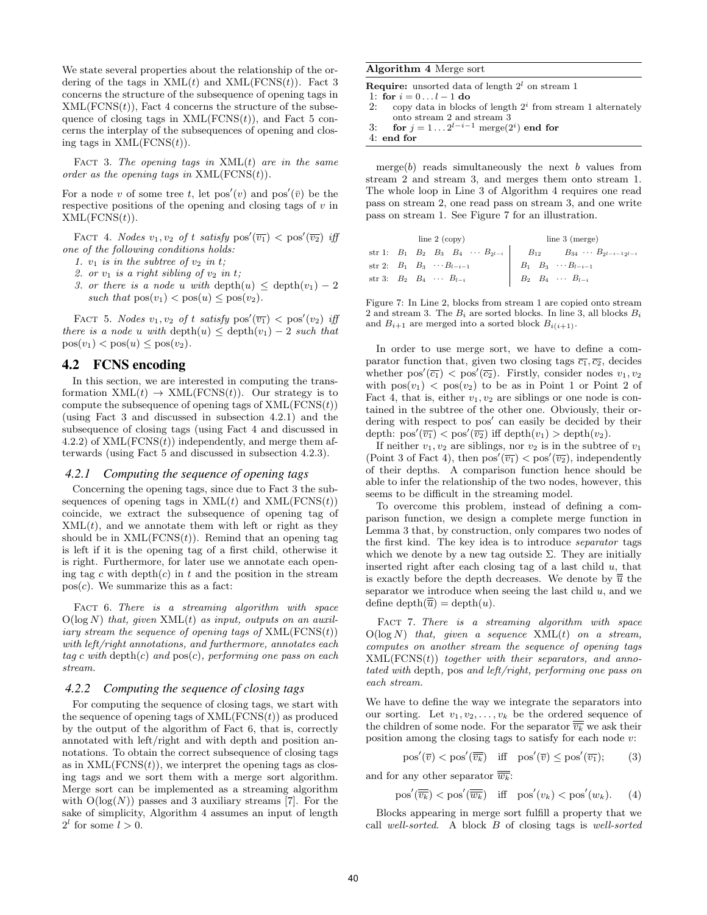We state several properties about the relationship of the ordering of the tags in XML($t$) and XML(FCNS($t$)). Fact 3 concerns the structure of the subsequence of opening tags in XML(FCNS($t$)), Fact 4 concerns the structure of the subsequence of closing tags in XML(FCNS($t$)), and Fact 5 concerns the interplay of the subsequences of opening and closing tags in XML(FCNS($t$)).

FACT 3. *The opening tags in* XML($t$) *are in the same order as the opening tags in* XML(FCNS($t$)).

For a node $v$ of some tree $t$, let $\mathrm{pos}'(v)$ and $\mathrm{pos}'(\bar{v})$ be the respective positions of the opening and closing tags of $v$ in XML(FCNS($t$)).

FACT 4. *Nodes $v_1, v_2$ of $t$ satisfy $\mathrm{pos}'(\overline{v_1}) < \mathrm{pos}'(\overline{v_2})$ iff one of the following conditions holds:*

1. *$v_1$ is in the subtree of $v_2$ in $t$;*
2. *or $v_1$ is a right sibling of $v_2$ in $t$;*
3. *or there is a node $u$ with $\mathrm{depth}(u) \leq \mathrm{depth}(v_1) - 2$ such that $\mathrm{pos}(v_1) < \mathrm{pos}(u) \leq \mathrm{pos}(v_2)$.*

FACT 5. *Nodes $v_1, v_2$ of $t$ satisfy $\mathrm{pos}'(\overline{v_1}) < \mathrm{pos}'(v_2)$ iff there is a node $u$ with $\mathrm{depth}(u) \leq \mathrm{depth}(v_1) - 2$ such that $\mathrm{pos}(v_1) < \mathrm{pos}(u) \leq \mathrm{pos}(v_2)$.*

## 4.2 FCNS encoding

In this section, we are interested in computing the transformation XML($t$) $\to$ XML(FCNS($t$)). Our strategy is to compute the subsequence of opening tags of XML(FCNS($t$)) (using Fact 3 and discussed in subsection 4.2.1) and the subsequence of closing tags (using Fact 4 and discussed in 4.2.2) of XML(FCNS($t$)) independently, and merge them afterwards (using Fact 5 and discussed in subsection 4.2.3).

### 4.2.1 Computing the sequence of opening tags

Concerning the opening tags, since due to Fact 3 the subsequences of opening tags in XML($t$) and XML(FCNS($t$)) coincide, we extract the subsequence of opening tags of XML($t$), and we annotate them with left or right as they should be in XML(FCNS($t$)). Remind that an opening tag is left if it is the opening tag of a first child, otherwise it is right. Furthermore, for later use we annotate each opening tag $c$ with $\mathrm{depth}(c)$ in $t$ and the position in the stream $\mathrm{pos}(c)$. We summarize this as a fact:

FACT 6. *There is a streaming algorithm with space $\mathrm{O}(\log N)$ that, given* XML($t$) *as input, outputs on an auxiliary stream the sequence of opening tags of* XML(FCNS($t$)) *with left/right annotations, and furthermore, annotates each tag $c$ with $\mathrm{depth}(c)$ and $\mathrm{pos}(c)$, performing one pass on each stream.*

### 4.2.2 Computing the sequence of closing tags

For computing the sequence of closing tags, we start with the sequence of opening tags of XML(FCNS($t$)) as produced by the output of the algorithm of Fact 6, that is, correctly annotated with left/right and with depth and position annotations. To obtain the correct subsequence of closing tags as in XML(FCNS($t$)), we interpret the opening tags as closing tags and we sort them with a merge sort algorithm. Merge sort can be implemented as a streaming algorithm with $\mathrm{O}(\log(N))$ passes and 3 auxiliary streams [7]. For the sake of simplicity, Algorithm 4 assumes an input of length $2^l$ for some $l > 0$.

**Algorithm 4** Merge sort

```
Require: unsorted data of length 2^l on stream 1
1: for i = 0 ... l − 1 do
2:    copy data in blocks of length 2^i from stream 1 alternately
      onto stream 2 and stream 3
3:    for j = 1 ... 2^(l−i−1) merge(2^i) end for
4: end for
```

merge($b$) reads simultaneously the next $b$ values from stream 2 and stream 3, and merges them onto stream 1. The whole loop in Line 3 of Algorithm 4 requires one read pass on stream 2, one read pass on stream 3, and one write pass on stream 1. See Figure 7 for an illustration.

| | line 2 (copy) | line 3 (merge) |
|---|---|---|
| str 1: | $B_1$ $B_2$ $B_3$ $B_4$ $\cdots$ $B_{2^{l-i}}$ | $B_{12}$ $B_{34}$ $\cdots$ $B_{2^{l-i}-1 2^{l-i}}$ |
| str 2: | $B_1$ $B_3$ $\cdots B_{l-i-1}$ | $B_1$ $B_3$ $\cdots B_{l-i-1}$ |
| str 3: | $B_2$ $B_4$ $\cdots$ $B_{l-i}$ | $B_2$ $B_4$ $\cdots$ $B_{l-i}$ |

Figure 7: In Line 2, blocks from stream 1 are copied onto stream 2 and stream 3. The $B_i$ are sorted blocks. In line 3, all blocks $B_i$ and $B_{i+1}$ are merged into a sorted block $B_{i(i+1)}$.

In order to use merge sort, we have to define a comparator function that, given two closing tags $\overline{c_1}, \overline{c_2}$, decides whether $\mathrm{pos}'(\overline{c_1}) < \mathrm{pos}'(\overline{c_2})$. Firstly, consider nodes $v_1, v_2$ with $\mathrm{pos}(v_1) < \mathrm{pos}(v_2)$ to be as in Point 1 or Point 2 of Fact 4, that is, either $v_1, v_2$ are siblings or one node is contained in the subtree of the other one. Obviously, their ordering with respect to $\mathrm{pos}'$ can easily be decided by their depth: $\mathrm{pos}'(\overline{v_1}) < \mathrm{pos}'(\overline{v_2})$ iff $\mathrm{depth}(v_1) > \mathrm{depth}(v_2)$.

If neither $v_1, v_2$ are siblings, nor $v_2$ is in the subtree of $v_1$ (Point 3 of Fact 4), then $\mathrm{pos}'(\overline{v_1}) < \mathrm{pos}'(\overline{v_2})$, independently of their depths. A comparison function hence should be able to infer the relationship of the two nodes, however, this seems to be difficult in the streaming model.

To overcome this problem, instead of defining a comparison function, we design a complete merge function in Lemma 3 that, by construction, only compares two nodes of the first kind. The key idea is to introduce *separator* tags which we denote by a new tag outside $\Sigma$. They are initially inserted right after each closing tag of a last child $u$, that is exactly before the depth decreases. We denote by $\overline{\overline{u}}$ the separator we introduce when seeing the last child $u$, and we define $\mathrm{depth}(\overline{\overline{u}}) = \mathrm{depth}(u)$.

FACT 7. *There is a streaming algorithm with space $\mathrm{O}(\log N)$ that, given a sequence* XML($t$) *on a stream, computes on another stream the sequence of opening tags* XML(FCNS($t$)) *together with their separators, and annotated with* depth, pos *and left/right, performing one pass on each stream.*

We have to define the way we integrate the separators into our sorting. Let $v_1, v_2, \ldots, v_k$ be the ordered sequence of the children of some node. For the separator $\overline{\overline{v_k}}$ we ask their position among the closing tags to satisfy for each node $v$:

$$\mathrm{pos}'(\overline{v}) < \mathrm{pos}'(\overline{\overline{v_k}}) \quad \text{iff} \quad \mathrm{pos}'(\overline{v}) \leq \mathrm{pos}'(\overline{v_1}); \qquad (3)$$

and for any other separator $\overline{\overline{w_k}}$:

$$\mathrm{pos}'(\overline{\overline{v_k}}) < \mathrm{pos}'(\overline{\overline{w_k}}) \quad \text{iff} \quad \mathrm{pos}'(v_k) < \mathrm{pos}'(w_k). \qquad (4)$$

Blocks appearing in merge sort fulfill a property that we call *well-sorted*. A block $B$ of closing tags is *well-sorted*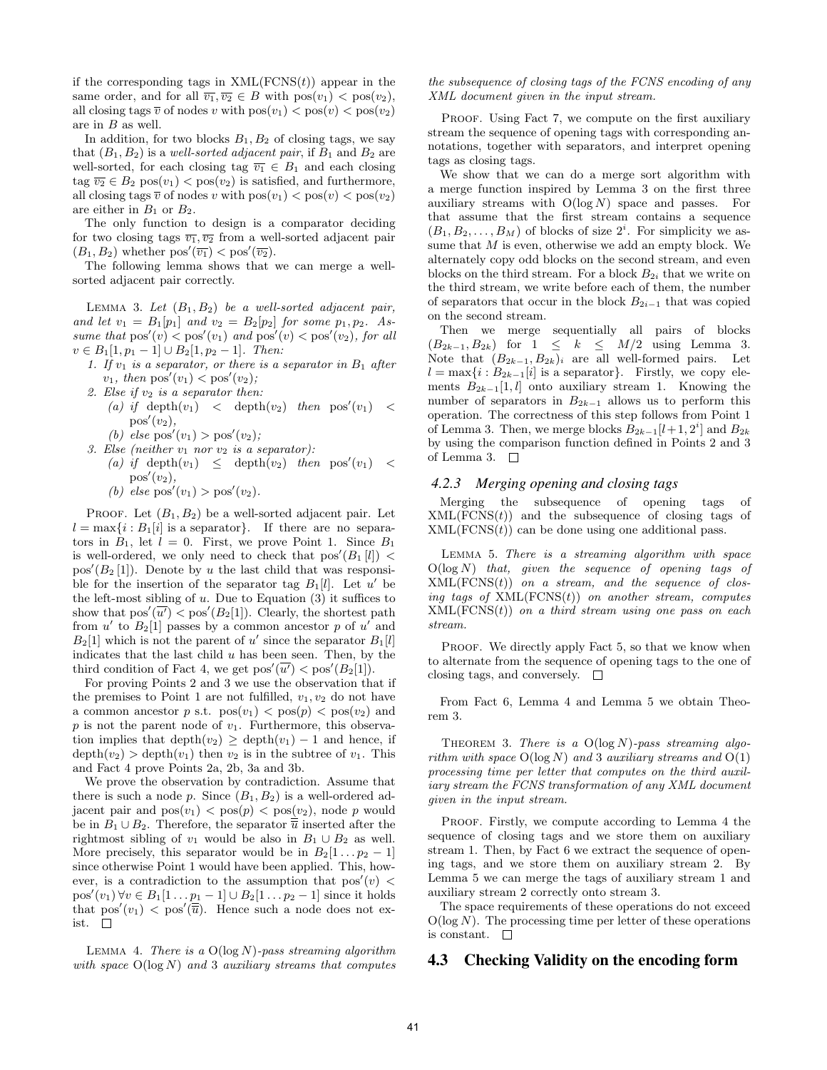if the corresponding tags in XML(FCNS($t$)) appear in the same order, and for all $\overline{v_1}, \overline{v_2} \in B$ with $\text{pos}(v_1) < \text{pos}(v_2)$, all closing tags $\overline{v}$ of nodes $v$ with $\text{pos}(v_1) < \text{pos}(v) < \text{pos}(v_2)$ are in $B$ as well.

In addition, for two blocks $B_1, B_2$ of closing tags, we say that $(B_1, B_2)$ is a *well-sorted adjacent pair*, if $B_1$ and $B_2$ are well-sorted, for each closing tag $\overline{v_1} \in B_1$ and each closing tag $\overline{v_2} \in B_2$ $\text{pos}(v_1) < \text{pos}(v_2)$ is satisfied, and furthermore, all closing tags $\overline{v}$ of nodes $v$ with $\text{pos}(v_1) < \text{pos}(v) < \text{pos}(v_2)$ are either in $B_1$ or $B_2$.

The only function to design is a comparator deciding for two closing tags $\overline{v_1}, \overline{v_2}$ from a well-sorted adjacent pair $(B_1, B_2)$ whether $\text{pos}'(\overline{v_1}) < \text{pos}'(\overline{v_2})$.

The following lemma shows that we can merge a well-sorted adjacent pair correctly.

Lemma 3. *Let $(B_1, B_2)$ be a well-sorted adjacent pair, and let $v_1 = B_1[p_1]$ and $v_2 = B_2[p_2]$ for some $p_1, p_2$. Assume that $\text{pos}'(v) < \text{pos}'(v_1)$ and $\text{pos}'(v) < \text{pos}'(v_2)$, for all $v \in B_1[1, p_1 - 1] \cup B_2[1, p_2 - 1]$. Then:*

1. *If $v_1$ is a separator, or there is a separator in $B_1$ after $v_1$, then $\text{pos}'(v_1) < \text{pos}'(v_2)$;*
2. *Else if $v_2$ is a separator then:*
   - (a) *if $\text{depth}(v_1) < \text{depth}(v_2)$ then $\text{pos}'(v_1) < \text{pos}'(v_2)$,*
   - (b) *else $\text{pos}'(v_1) > \text{pos}'(v_2)$;*
3. *Else (neither $v_1$ nor $v_2$ is a separator):*
   - (a) *if $\text{depth}(v_1) \leq \text{depth}(v_2)$ then $\text{pos}'(v_1) < \text{pos}'(v_2)$,*
   - (b) *else $\text{pos}'(v_1) > \text{pos}'(v_2)$.*

Proof. Let $(B_1, B_2)$ be a well-sorted adjacent pair. Let $l = \max\{i : B_1[i] \text{ is a separator}\}$. If there are no separators in $B_1$, let $l = 0$. First, we prove Point 1. Since $B_1$ is well-ordered, we only need to check that $\text{pos}'(B_1[l]) < \text{pos}'(B_2[1])$. Denote by $u$ the last child that was responsible for the insertion of the separator tag $B_1[l]$. Let $u'$ be the left-most sibling of $u$. Due to Equation (3) it suffices to show that $\text{pos}'(\overline{u'}) < \text{pos}'(B_2[1])$. Clearly, the shortest path from $u'$ to $B_2[1]$ passes by a common ancestor $p$ of $u'$ and $B_2[1]$ which is not the parent of $u'$ since the separator $B_1[l]$ indicates that the last child $u$ has been seen. Then, by the third condition of Fact 4, we get $\text{pos}'(\overline{u'}) < \text{pos}'(B_2[1])$.

For proving Points 2 and 3 we use the observation that if the premises to Point 1 are not fulfilled, $v_1, v_2$ do not have a common ancestor $p$ s.t. $\text{pos}(v_1) < \text{pos}(p) < \text{pos}(v_2)$ and $p$ is not the parent node of $v_1$. Furthermore, this observation implies that $\text{depth}(v_2) \geq \text{depth}(v_1) - 1$ and hence, if $\text{depth}(v_2) > \text{depth}(v_1)$ then $v_2$ is in the subtree of $v_1$. This and Fact 4 prove Points 2a, 2b, 3a and 3b.

We prove the observation by contradiction. Assume that there is such a node $p$. Since $(B_1, B_2)$ is a well-ordered adjacent pair and $\text{pos}(v_1) < \text{pos}(p) < \text{pos}(v_2)$, node $p$ would be in $B_1 \cup B_2$. Therefore, the separator $\overline{\overline{u}}$ inserted after the rightmost sibling of $v_1$ would be also in $B_1 \cup B_2$ as well. More precisely, this separator would be in $B_2[1 \dots p_2 - 1]$ since otherwise Point 1 would have been applied. This, however, is a contradiction to the assumption that $\text{pos}'(v) < \text{pos}'(v_1) \, \forall v \in B_1[1 \dots p_1 - 1] \cup B_2[1 \dots p_2 - 1]$ since it holds that $\text{pos}'(v_1) < \text{pos}'(\overline{\overline{u}})$. Hence such a node does not exist. □

Lemma 4. *There is a $O(\log N)$-pass streaming algorithm with space $O(\log N)$ and 3 auxiliary streams that computes the subsequence of closing tags of the FCNS encoding of any XML document given in the input stream.*

Proof. Using Fact 7, we compute on the first auxiliary stream the sequence of opening tags with corresponding annotations, together with separators, and interpret opening tags as closing tags.

We show that we can do a merge sort algorithm with a merge function inspired by Lemma 3 on the first three auxiliary streams with $O(\log N)$ space and passes. For that assume that the first stream contains a sequence $(B_1, B_2, \dots, B_M)$ of blocks of size $2^i$. For simplicity we assume that $M$ is even, otherwise we add an empty block. We alternately copy odd blocks on the second stream, and even blocks on the third stream. For a block $B_{2i}$ that we write on the third stream, we write before each of them, the number of separators that occur in the block $B_{2i-1}$ that was copied on the second stream.

Then we merge sequentially all pairs of blocks $(B_{2k-1}, B_{2k})$ for $1 \leq k \leq M/2$ using Lemma 3. Note that $(B_{2k-1}, B_{2k})_i$ are all well-formed pairs. Let $l = \max\{i : B_{2k-1}[i] \text{ is a separator}\}$. Firstly, we copy elements $B_{2k-1}[1, l]$ onto auxiliary stream 1. Knowing the number of separators in $B_{2k-1}$ allows us to perform this operation. The correctness of this step follows from Point 1 of Lemma 3. Then, we merge blocks $B_{2k-1}[l+1, 2^i]$ and $B_{2k}$ by using the comparison function defined in Points 2 and 3 of Lemma 3. □

### 4.2.3 Merging opening and closing tags

Merging the subsequence of opening tags of XML(FCNS($t$)) and the subsequence of closing tags of XML(FCNS($t$)) can be done using one additional pass.

Lemma 5. *There is a streaming algorithm with space $O(\log N)$ that, given the sequence of opening tags of XML(FCNS($t$)) on a stream, and the sequence of closing tags of XML(FCNS($t$)) on another stream, computes XML(FCNS($t$)) on a third stream using one pass on each stream.*

Proof. We directly apply Fact 5, so that we know when to alternate from the sequence of opening tags to the one of closing tags, and conversely. □

From Fact 6, Lemma 4 and Lemma 5 we obtain Theorem 3.

Theorem 3. *There is a $O(\log N)$-pass streaming algorithm with space $O(\log N)$ and 3 auxiliary streams and $O(1)$ processing time per letter that computes on the third auxiliary stream the FCNS transformation of any XML document given in the input stream.*

Proof. Firstly, we compute according to Lemma 4 the sequence of closing tags and we store them on auxiliary stream 1. Then, by Fact 6 we extract the sequence of opening tags, and we store them on auxiliary stream 2. By Lemma 5 we can merge the tags of auxiliary stream 1 and auxiliary stream 2 correctly onto stream 3.

The space requirements of these operations do not exceed $O(\log N)$. The processing time per letter of these operations is constant. □

## 4.3 Checking Validity on the encoding form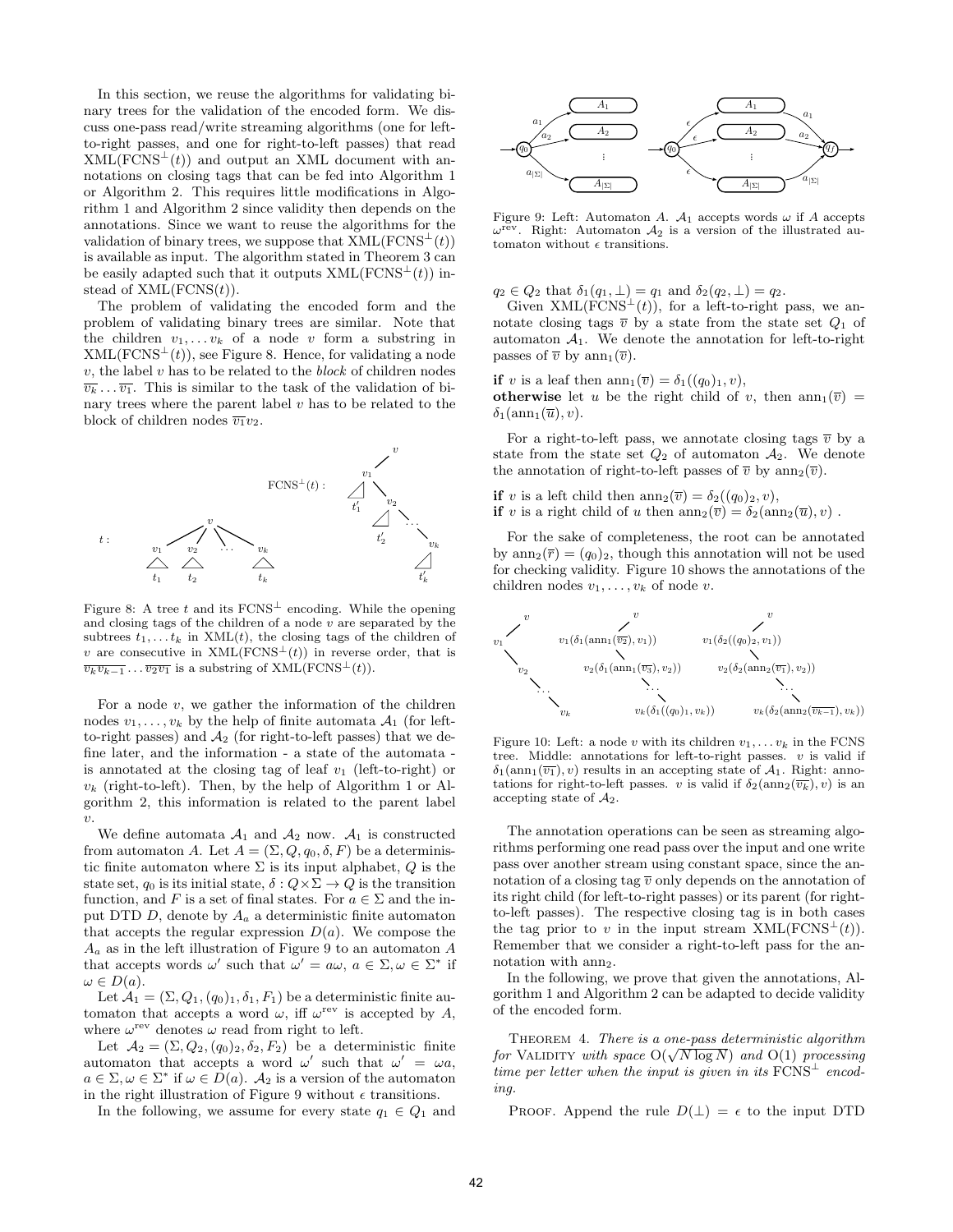In this section, we reuse the algorithms for validating binary trees for the validation of the encoded form. We discuss one-pass read/write streaming algorithms (one for left-to-right passes, and one for right-to-left passes) that read $\text{XML}(\text{FCNS}^{\perp}(t))$ and output an XML document with annotations on closing tags that can be fed into Algorithm 1 or Algorithm 2. This requires little modifications in Algorithm 1 and Algorithm 2 since validity then depends on the annotations. Since we want to reuse the algorithms for the validation of binary trees, we suppose that $\text{XML}(\text{FCNS}^{\perp}(t))$ is available as input. The algorithm stated in Theorem 3 can be easily adapted such that it outputs $\text{XML}(\text{FCNS}^{\perp}(t))$ instead of $\text{XML}(\text{FCNS}(t))$.

The problem of validating the encoded form and the problem of validating binary trees are similar. Note that the children $v_1, \dots v_k$ of a node $v$ form a substring in $\text{XML}(\text{FCNS}^{\perp}(t))$, see Figure 8. Hence, for validating a node $v$, the label $v$ has to be related to the *block* of children nodes $\overline{v_k} \dots \overline{v_1}$. This is similar to the task of the validation of binary trees where the parent label $v$ has to be related to the block of children nodes $\overline{v_1} v_2$.

Figure 8: A tree $t$ and its $\text{FCNS}^{\perp}$ encoding. While the opening and closing tags of the children of a node $v$ are separated by the subtrees $t_1, \dots t_k$ in $\text{XML}(t)$, the closing tags of the children of $v$ are consecutive in $\text{XML}(\text{FCNS}^{\perp}(t))$ in reverse order, that is $\overline{v_k} \overline{v_{k-1}} \dots \overline{v_2} \overline{v_1}$ is a substring of $\text{XML}(\text{FCNS}^{\perp}(t))$.

For a node $v$, we gather the information of the children nodes $v_1, \dots, v_k$ by the help of finite automata $\mathcal{A}_1$ (for left-to-right passes) and $\mathcal{A}_2$ (for right-to-left passes) that we define later, and the information - a state of the automata - is annotated at the closing tag of leaf $v_1$ (left-to-right) or $v_k$ (right-to-left). Then, by the help of Algorithm 1 or Algorithm 2, this information is related to the parent label $v$.

We define automata $\mathcal{A}_1$ and $\mathcal{A}_2$ now. $\mathcal{A}_1$ is constructed from automaton $A$. Let $A = (\Sigma, Q, q_0, \delta, F)$ be a deterministic finite automaton where $\Sigma$ is its input alphabet, $Q$ is the state set, $q_0$ is its initial state, $\delta : Q \times \Sigma \rightarrow Q$ is the transition function, and $F$ is a set of final states. For $a \in \Sigma$ and the input DTD $D$, denote by $A_a$ a deterministic finite automaton that accepts the regular expression $D(a)$. We compose the $A_a$ as in the left illustration of Figure 9 to an automaton $A$ that accepts words $\omega'$ such that $\omega' = a\omega$, $a \in \Sigma, \omega \in \Sigma^*$ if $\omega \in D(a)$.

Let $\mathcal{A}_1 = (\Sigma, Q_1, (q_0)_1, \delta_1, F_1)$ be a deterministic finite automaton that accepts a word $\omega$, iff $\omega^{\text{rev}}$ is accepted by $A$, where $\omega^{\text{rev}}$ denotes $\omega$ read from right to left.

Let $\mathcal{A}_2 = (\Sigma, Q_2, (q_0)_2, \delta_2, F_2)$ be a deterministic finite automaton that accepts a word $\omega'$ such that $\omega' = \omega a$, $a \in \Sigma, \omega \in \Sigma^*$ if $\omega \in D(a)$. $\mathcal{A}_2$ is a version of the automaton in the right illustration of Figure 9 without $\epsilon$ transitions.

In the following, we assume for every state $q_1 \in Q_1$ and $q_2 \in Q_2$ that $\delta_1(q_1, \perp) = q_1$ and $\delta_2(q_2, \perp) = q_2$.

Figure 9: Left: Automaton $A$. $\mathcal{A}_1$ accepts words $\omega$ if $A$ accepts $\omega^{\text{rev}}$. Right: Automaton $\mathcal{A}_2$ is a version of the illustrated automaton without $\epsilon$ transitions.

Given $\text{XML}(\text{FCNS}^{\perp}(t))$, for a left-to-right pass, we annotate closing tags $\overline{v}$ by a state from the state set $Q_1$ of automaton $\mathcal{A}_1$. We denote the annotation for left-to-right passes of $\overline{v}$ by $\text{ann}_1(\overline{v})$.

**if** $v$ is a leaf then $\text{ann}_1(\overline{v}) = \delta_1((q_0)_1, v)$,
**otherwise** let $u$ be the right child of $v$, then $\text{ann}_1(\overline{v}) = \delta_1(\text{ann}_1(\overline{u}), v)$.

For a right-to-left pass, we annotate closing tags $\overline{v}$ by a state from the state set $Q_2$ of automaton $\mathcal{A}_2$. We denote the annotation of right-to-left passes of $\overline{v}$ by $\text{ann}_2(\overline{v})$.

**if** $v$ is a left child then $\text{ann}_2(\overline{v}) = \delta_2((q_0)_2, v)$,
**if** $v$ is a right child of $u$ then $\text{ann}_2(\overline{v}) = \delta_2(\text{ann}_2(\overline{u}), v)$ .

For the sake of completeness, the root can be annotated by $\text{ann}_2(\overline{r}) = (q_0)_2$, though this annotation will not be used for checking validity. Figure 10 shows the annotations of the children nodes $v_1, \dots, v_k$ of node $v$.

Figure 10: Left: a node $v$ with its children $v_1, \dots v_k$ in the FCNS tree. Middle: annotations for left-to-right passes. $v$ is valid if $\delta_1(\text{ann}_1(\overline{v_1}), v)$ results in an accepting state of $\mathcal{A}_1$. Right: annotations for right-to-left passes. $v$ is valid if $\delta_2(\text{ann}_2(\overline{v_k}), v)$ is an accepting state of $\mathcal{A}_2$.

The annotation operations can be seen as streaming algorithms performing one read pass over the input and one write pass over another stream using constant space, since the annotation of a closing tag $\overline{v}$ only depends on the annotation of its right child (for left-to-right passes) or its parent (for right-to-left passes). The respective closing tag is in both cases the tag prior to $v$ in the input stream $\text{XML}(\text{FCNS}^{\perp}(t))$. Remember that we consider a right-to-left pass for the annotation with $\text{ann}_2$.

In the following, we prove that given the annotations, Algorithm 1 and Algorithm 2 can be adapted to decide validity of the encoded form.

THEOREM 4. *There is a one-pass deterministic algorithm for* VALIDITY *with space* $O(\sqrt{N \log N})$ *and* $O(1)$ *processing time per letter when the input is given in its* $\text{FCNS}^{\perp}$ *encoding.*

PROOF. Append the rule $D(\perp) = \epsilon$ to the input DTD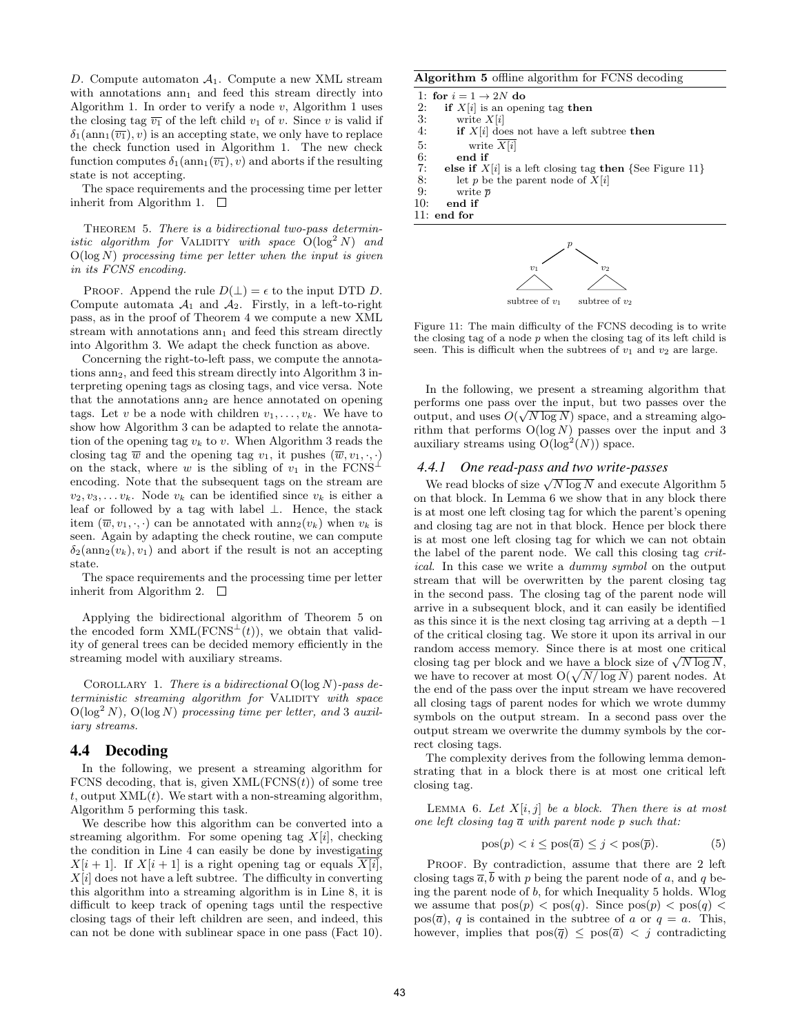$D$. Compute automaton $\mathcal{A}_1$. Compute a new XML stream with annotations $\text{ann}_1$ and feed this stream directly into Algorithm 1. In order to verify a node $v$, Algorithm 1 uses the closing tag $\overline{v_1}$ of the left child $v_1$ of $v$. Since $v$ is valid if $\delta_1(\text{ann}_1(\overline{v_1}), v)$ is an accepting state, we only have to replace the check function used in Algorithm 1. The new check function computes $\delta_1(\text{ann}_1(\overline{v_1}), v)$ and aborts if the resulting state is not accepting.

The space requirements and the processing time per letter inherit from Algorithm 1. □

THEOREM 5. *There is a bidirectional two-pass deterministic algorithm for* VALIDITY *with space* $O(\log^2 N)$ *and* $O(\log N)$ *processing time per letter when the input is given in its FCNS encoding.*

PROOF. Append the rule $D(\bot) = \epsilon$ to the input DTD $D$. Compute automata $\mathcal{A}_1$ and $\mathcal{A}_2$. Firstly, in a left-to-right pass, as in the proof of Theorem 4 we compute a new XML stream with annotations $\text{ann}_1$ and feed this stream directly into Algorithm 3. We adapt the check function as above.

Concerning the right-to-left pass, we compute the annotations $\text{ann}_2$, and feed this stream directly into Algorithm 3 interpreting opening tags as closing tags, and vice versa. Note that the annotations $\text{ann}_2$ are hence annotated on opening tags. Let $v$ be a node with children $v_1, \dots, v_k$. We have to show how Algorithm 3 can be adapted to relate the annotation of the opening tag $v_k$ to $v$. When Algorithm 3 reads the closing tag $\overline{w}$ and the opening tag $v_1$, it pushes $(\overline{w}, v_1, \cdot, \cdot)$ on the stack, where $w$ is the sibling of $v_1$ in the $\text{FCNS}^\bot$ encoding. Note that the subsequent tags on the stream are $v_2, v_3, \dots v_k$. Node $v_k$ can be identified since $v_k$ is either a leaf or followed by a tag with label $\bot$. Hence, the stack item $(\overline{w}, v_1, \cdot, \cdot)$ can be annotated with $\text{ann}_2(v_k)$ when $v_k$ is seen. Again by adapting the check routine, we can compute $\delta_2(\text{ann}_2(v_k), v_1)$ and abort if the result is not an accepting state.

The space requirements and the processing time per letter inherit from Algorithm 2. □

Applying the bidirectional algorithm of Theorem 5 on the encoded form $\text{XML}(\text{FCNS}^\bot(t))$, we obtain that validity of general trees can be decided memory efficiently in the streaming model with auxiliary streams.

COROLLARY 1. *There is a bidirectional* $O(\log N)$*-pass deterministic streaming algorithm for* VALIDITY *with space* $O(\log^2 N)$*,* $O(\log N)$ *processing time per letter, and* 3 *auxiliary streams.*

## 4.4 Decoding

In the following, we present a streaming algorithm for FCNS decoding, that is, given $\text{XML}(\text{FCNS}(t))$ of some tree $t$, output $\text{XML}(t)$. We start with a non-streaming algorithm, Algorithm 5 performing this task.

We describe how this algorithm can be converted into a streaming algorithm. For some opening tag $X[i]$, checking the condition in Line 4 can easily be done by investigating $X[i+1]$. If $X[i+1]$ is a right opening tag or equals $\overline{X[i]}$, $X[i]$ does not have a left subtree. The difficulty in converting this algorithm into a streaming algorithm is in Line 8, it is difficult to keep track of opening tags until the respective closing tags of their left children are seen, and indeed, this can not be done with sublinear space in one pass (Fact 10).

**Algorithm 5** offline algorithm for FCNS decoding

```
1: for i = 1 → 2N do
2:   if X[i] is an opening tag then
3:     write X[i]
4:     if X[i] does not have a left subtree then
5:       write X̄[i]
6:     end if
7:   else if X[i] is a left closing tag then {See Figure 11}
8:     let p be the parent node of X[i]
9:     write p̄
10:  end if
11: end for
```

Figure 11: The main difficulty of the FCNS decoding is to write the closing tag of a node $p$ when the closing tag of its left child is seen. This is difficult when the subtrees of $v_1$ and $v_2$ are large.

In the following, we present a streaming algorithm that performs one pass over the input, but two passes over the output, and uses $O(\sqrt{N \log N})$ space, and a streaming algorithm that performs $O(\log N)$ passes over the input and 3 auxiliary streams using $O(\log^2(N))$ space.

### 4.4.1 One read-pass and two write-passes

We read blocks of size $\sqrt{N \log N}$ and execute Algorithm 5 on that block. In Lemma 6 we show that in any block there is at most one left closing tag for which the parent's opening and closing tag are not in that block. Hence per block there is at most one left closing tag for which we can not obtain the label of the parent node. We call this closing tag *critical*. In this case we write a *dummy symbol* on the output stream that will be overwritten by the parent closing tag in the second pass. The closing tag of the parent node will arrive in a subsequent block, and it can easily be identified as this since it is the next closing tag arriving at a depth $-1$ of the critical closing tag. We store it upon its arrival in our random access memory. Since there is at most one critical closing tag per block and we have a block size of $\sqrt{N \log N}$, we have to recover at most $O(\sqrt{N/\log N})$ parent nodes. At the end of the pass over the input stream we have recovered all closing tags of parent nodes for which we wrote dummy symbols on the output stream. In a second pass over the output stream we overwrite the dummy symbols by the correct closing tags.

The complexity derives from the following lemma demonstrating that in a block there is at most one critical left closing tag.

LEMMA 6. *Let* $X[i, j]$ *be a block. Then there is at most one left closing tag* $\overline{a}$ *with parent node* $p$ *such that:*

$$\text{pos}(p) < i \leq \text{pos}(\overline{a}) \leq j < \text{pos}(\overline{p}). \tag{5}$$

PROOF. By contradiction, assume that there are 2 left closing tags $\overline{a}, \overline{b}$ with $p$ being the parent node of $a$, and $q$ being the parent node of $b$, for which Inequality 5 holds. Wlog we assume that $\text{pos}(p) < \text{pos}(q)$. Since $\text{pos}(p) < \text{pos}(q) < \text{pos}(\overline{a})$, $q$ is contained in the subtree of $a$ or $q = a$. This, however, implies that $\text{pos}(\overline{q}) \leq \text{pos}(\overline{a}) < j$ contradicting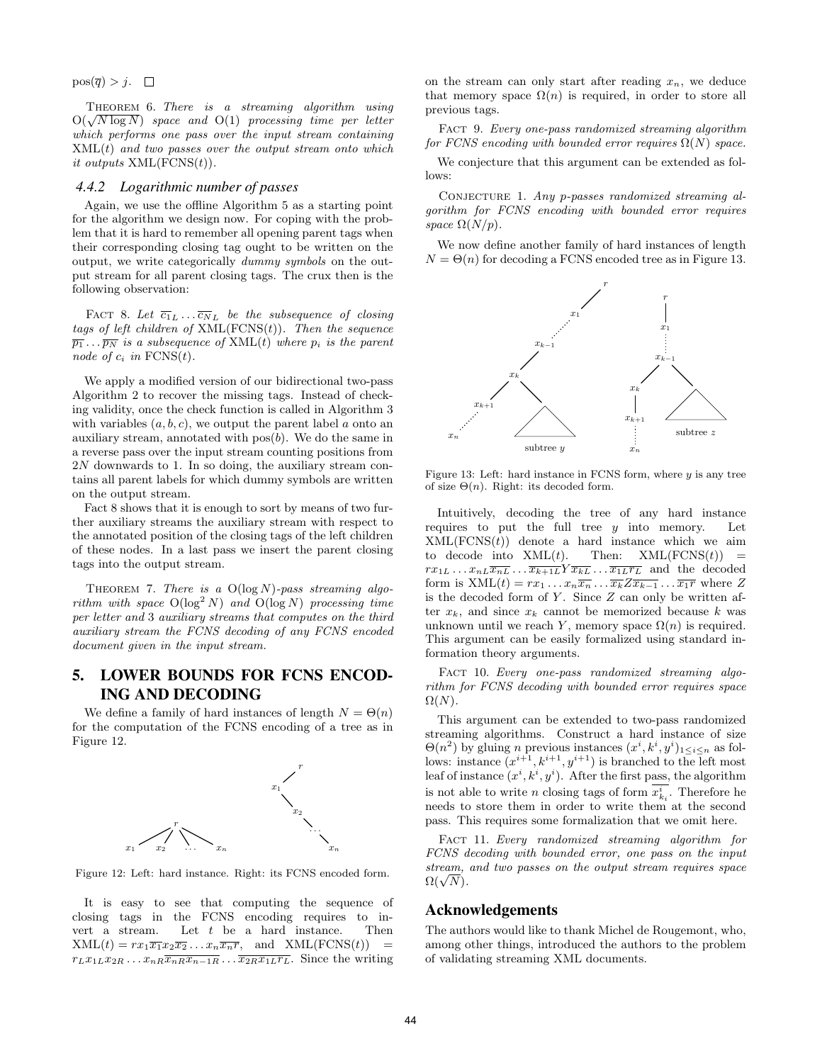$\text{pos}(\overline{q}) > j$. □

**Theorem 6.** *There is a streaming algorithm using $O(\sqrt{N \log N})$ space and $O(1)$ processing time per letter which performs one pass over the input stream containing $\text{XML}(t)$ and two passes over the output stream onto which it outputs $\text{XML}(\text{FCNS}(t))$.*

#### 4.4.2 Logarithmic number of passes

Again, we use the offline Algorithm 5 as a starting point for the algorithm we design now. For coping with the problem that it is hard to remember all opening parent tags when their corresponding closing tag ought to be written on the output, we write categorically *dummy symbols* on the output stream for all parent closing tags. The crux then is the following observation:

**Fact 8.** *Let $\overline{c_1}_L \dots \overline{c_N}_L$ be the subsequence of closing tags of left children of $\text{XML}(\text{FCNS}(t))$. Then the sequence $\overline{p_1} \dots \overline{p_N}$ is a subsequence of $\text{XML}(t)$ where $p_i$ is the parent node of $c_i$ in $\text{FCNS}(t)$.*

We apply a modified version of our bidirectional two-pass Algorithm 2 to recover the missing tags. Instead of checking validity, once the check function is called in Algorithm 3 with variables $(a, b, c)$, we output the parent label $a$ onto an auxiliary stream, annotated with $\text{pos}(b)$. We do the same in a reverse pass over the input stream counting positions from $2N$ downwards to 1. In so doing, the auxiliary stream contains all parent labels for which dummy symbols are written on the output stream.

Fact 8 shows that it is enough to sort by means of two further auxiliary streams the auxiliary stream with respect to the annotated position of the closing tags of the left children of these nodes. In a last pass we insert the parent closing tags into the output stream.

**Theorem 7.** *There is a $O(\log N)$-pass streaming algorithm with space $O(\log^2 N)$ and $O(\log N)$ processing time per letter and 3 auxiliary streams that computes on the third auxiliary stream the FCNS decoding of any FCNS encoded document given in the input stream.*

## 5. LOWER BOUNDS FOR FCNS ENCODING AND DECODING

We define a family of hard instances of length $N = \Theta(n)$ for the computation of the FCNS encoding of a tree as in Figure 12.

Figure 12: Left: hard instance. Right: its FCNS encoded form.

It is easy to see that computing the sequence of closing tags in the FCNS encoding requires to invert a stream. Let $t$ be a hard instance. Then $\text{XML}(t) = rx_1\overline{x_1}x_2\overline{x_2}\dots x_n\overline{x_n}\overline{r}$, and $\text{XML}(\text{FCNS}(t)) = r_L x_{1L} x_{2R} \dots x_{nR}\overline{x_{nR}}\,\overline{x_{n-1R}} \dots \overline{x_{2R}}\,\overline{x_{1L}}\,\overline{r_L}$. Since the writing on the stream can only start after reading $x_n$, we deduce that memory space $\Omega(n)$ is required, in order to store all previous tags.

**Fact 9.** *Every one-pass randomized streaming algorithm for FCNS encoding with bounded error requires $\Omega(N)$ space.*

We conjecture that this argument can be extended as follows:

**Conjecture 1.** *Any p-passes randomized streaming algorithm for FCNS encoding with bounded error requires space $\Omega(N/p)$.*

We now define another family of hard instances of length $N = \Theta(n)$ for decoding a FCNS encoded tree as in Figure 13.

Figure 13: Left: hard instance in FCNS form, where $y$ is any tree of size $\Theta(n)$. Right: its decoded form.

Intuitively, decoding the tree of any hard instance requires to put the full tree $y$ into memory. Let $\text{XML}(\text{FCNS}(t))$ denote a hard instance which we aim to decode into $\text{XML}(t)$. Then: $\text{XML}(\text{FCNS}(t)) = rx_{1L}\dots x_{nL}\overline{x_{nL}}\dots\overline{x_{k+1L}}Y\overline{x_{kL}}\dots\overline{x_{1L}}\,\overline{r_L}$ and the decoded form is $\text{XML}(t) = rx_1\dots x_n\overline{x_n}\dots\overline{x_k}Z\overline{x_{k-1}}\dots\overline{x_1}\,\overline{r}$ where $Z$ is the decoded form of $Y$. Since $Z$ can only be written after $x_k$, and since $x_k$ cannot be memorized because $k$ was unknown until we reach $Y$, memory space $\Omega(n)$ is required. This argument can be easily formalized using standard information theory arguments.

**Fact 10.** *Every one-pass randomized streaming algorithm for FCNS decoding with bounded error requires space $\Omega(N)$.*

This argument can be extended to two-pass randomized streaming algorithms. Construct a hard instance of size $\Theta(n^2)$ by gluing $n$ previous instances $(x^i, k^i, y^i)_{1 \leq i \leq n}$ as follows: instance $(x^{i+1}, k^{i+1}, y^{i+1})$ is branched to the left most leaf of instance $(x^i, k^i, y^i)$. After the first pass, the algorithm is not able to write $n$ closing tags of form $\overline{x^i_{k_i}}$. Therefore he needs to store them in order to write them at the second pass. This requires some formalization that we omit here.

**Fact 11.** *Every randomized streaming algorithm for FCNS decoding with bounded error, one pass on the input stream, and two passes on the output stream requires space $\Omega(\sqrt{N})$.*

## Acknowledgements

The authors would like to thank Michel de Rougemont, who, among other things, introduced the authors to the problem of validating streaming XML documents.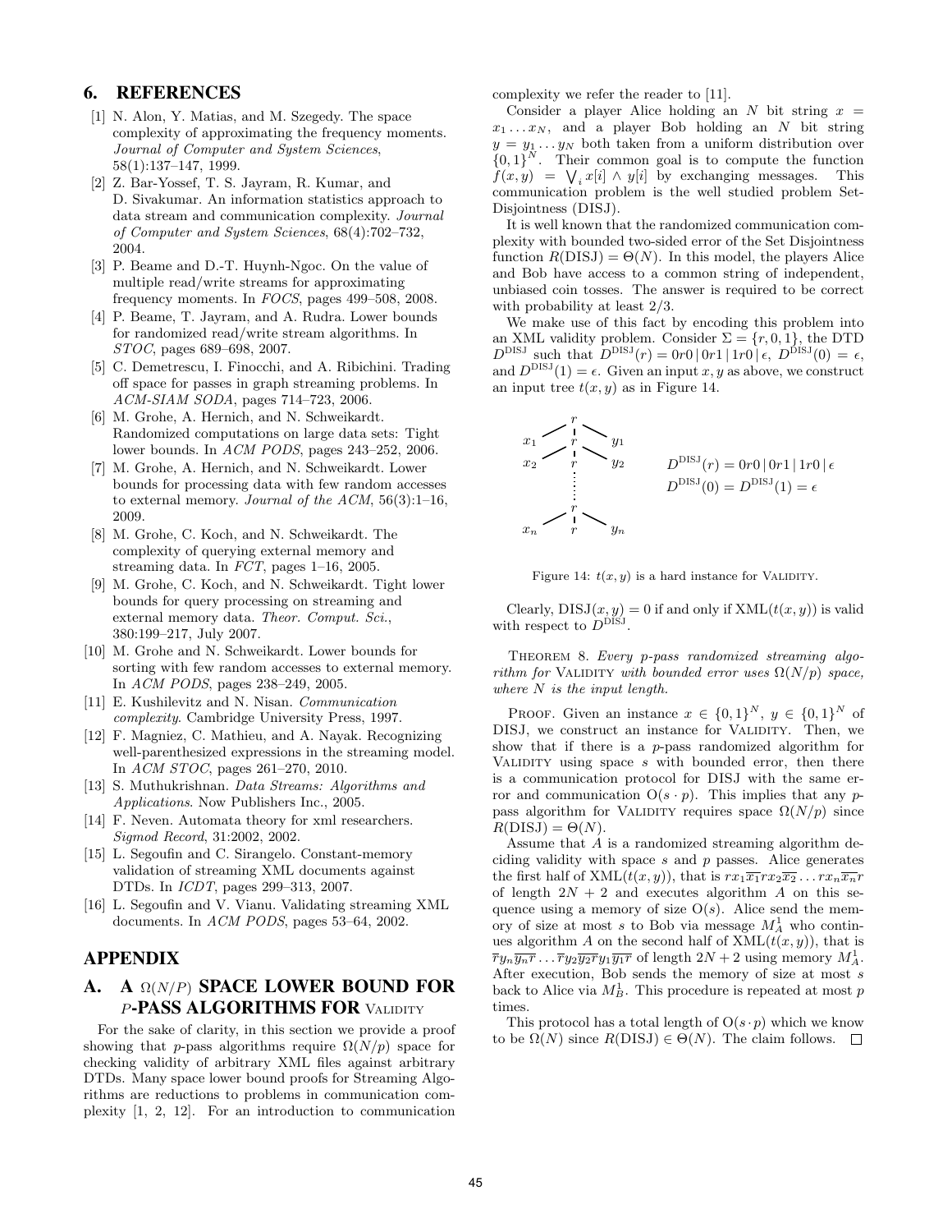## 6. REFERENCES

[1] N. Alon, Y. Matias, and M. Szegedy. The space complexity of approximating the frequency moments. *Journal of Computer and System Sciences*, 58(1):137–147, 1999.

[2] Z. Bar-Yossef, T. S. Jayram, R. Kumar, and D. Sivakumar. An information statistics approach to data stream and communication complexity. *Journal of Computer and System Sciences*, 68(4):702–732, 2004.

[3] P. Beame and D.-T. Huynh-Ngoc. On the value of multiple read/write streams for approximating frequency moments. In *FOCS*, pages 499–508, 2008.

[4] P. Beame, T. Jayram, and A. Rudra. Lower bounds for randomized read/write stream algorithms. In *STOC*, pages 689–698, 2007.

[5] C. Demetrescu, I. Finocchi, and A. Ribichini. Trading off space for passes in graph streaming problems. In *ACM-SIAM SODA*, pages 714–723, 2006.

[6] M. Grohe, A. Hernich, and N. Schweikardt. Randomized computations on large data sets: Tight lower bounds. In *ACM PODS*, pages 243–252, 2006.

[7] M. Grohe, A. Hernich, and N. Schweikardt. Lower bounds for processing data with few random accesses to external memory. *Journal of the ACM*, 56(3):1–16, 2009.

[8] M. Grohe, C. Koch, and N. Schweikardt. The complexity of querying external memory and streaming data. In *FCT*, pages 1–16, 2005.

[9] M. Grohe, C. Koch, and N. Schweikardt. Tight lower bounds for query processing on streaming and external memory data. *Theor. Comput. Sci.*, 380:199–217, July 2007.

[10] M. Grohe and N. Schweikardt. Lower bounds for sorting with few random accesses to external memory. In *ACM PODS*, pages 238–249, 2005.

[11] E. Kushilevitz and N. Nisan. *Communication complexity*. Cambridge University Press, 1997.

[12] F. Magniez, C. Mathieu, and A. Nayak. Recognizing well-parenthesized expressions in the streaming model. In *ACM STOC*, pages 261–270, 2010.

[13] S. Muthukrishnan. *Data Streams: Algorithms and Applications*. Now Publishers Inc., 2005.

[14] F. Neven. Automata theory for xml researchers. *Sigmod Record*, 31:2002, 2002.

[15] L. Segoufin and C. Sirangelo. Constant-memory validation of streaming XML documents against DTDs. In *ICDT*, pages 299–313, 2007.

[16] L. Segoufin and V. Vianu. Validating streaming XML documents. In *ACM PODS*, pages 53–64, 2002.

## APPENDIX

## A. A $\Omega(N/P)$ SPACE LOWER BOUND FOR $P$-PASS ALGORITHMS FOR VALIDITY

For the sake of clarity, in this section we provide a proof showing that $p$-pass algorithms require $\Omega(N/p)$ space for checking validity of arbitrary XML files against arbitrary DTDs. Many space lower bound proofs for Streaming Algorithms are reductions to problems in communication complexity [1, 2, 12]. For an introduction to communication complexity we refer the reader to [11].

Consider a player Alice holding an $N$ bit string $x = x_1 \dots x_N$, and a player Bob holding an $N$ bit string $y = y_1 \dots y_N$ both taken from a uniform distribution over $\{0,1\}^N$. Their common goal is to compute the function $f(x,y) = \bigvee_i x[i] \wedge y[i]$ by exchanging messages. This communication problem is the well studied problem Set-Disjointness (DISJ).

It is well known that the randomized communication complexity with bounded two-sided error of the Set Disjointness function $R(\text{DISJ}) = \Theta(N)$. In this model, the players Alice and Bob have access to a common string of independent, unbiased coin tosses. The answer is required to be correct with probability at least 2/3.

We make use of this fact by encoding this problem into an XML validity problem. Consider $\Sigma = \{r, 0, 1\}$, the DTD $D^{\text{DISJ}}$ such that $D^{\text{DISJ}}(r) = 0r0 \,|\, 0r1 \,|\, 1r0 \,|\, \epsilon$, $D^{\text{DISJ}}(0) = \epsilon$, and $D^{\text{DISJ}}(1) = \epsilon$. Given an input $x, y$ as above, we construct an input tree $t(x, y)$ as in Figure 14.

$x_1$ r $y_1$
$x_2$ r $y_2$
r
$x_n$ r $y_n$

$$D^{\text{DISJ}}(r) = 0r0 \,|\, 0r1 \,|\, 1r0 \,|\, \epsilon$$
$$D^{\text{DISJ}}(0) = D^{\text{DISJ}}(1) = \epsilon$$

Figure 14: $t(x, y)$ is a hard instance for VALIDITY.

Clearly, $\text{DISJ}(x,y) = 0$ if and only if $\text{XML}(t(x,y))$ is valid with respect to $D^{\text{DISJ}}$.

THEOREM 8. *Every $p$-pass randomized streaming algorithm for* VALIDITY *with bounded error uses $\Omega(N/p)$ space, where $N$ is the input length.*

PROOF. Given an instance $x \in \{0,1\}^N$, $y \in \{0,1\}^N$ of DISJ, we construct an instance for VALIDITY. Then, we show that if there is a $p$-pass randomized algorithm for VALIDITY using space $s$ with bounded error, then there is a communication protocol for DISJ with the same error and communication $O(s \cdot p)$. This implies that any $p$-pass algorithm for VALIDITY requires space $\Omega(N/p)$ since $R(\text{DISJ}) = \Theta(N)$.

Assume that $A$ is a randomized streaming algorithm deciding validity with space $s$ and $p$ passes. Alice generates the first half of $\text{XML}(t(x,y))$, that is $rx_1\overline{x_1}rx_2\overline{x_2}\dots rx_n\overline{x_n}r$ of length $2N + 2$ and executes algorithm $A$ on this sequence using a memory of size $O(s)$. Alice send the memory of size at most $s$ to Bob via message $M_A^1$ who continues algorithm $A$ on the second half of $\text{XML}(t(x,y))$, that is $\overline{r}y_n\overline{y_n}\overline{r}\dots\overline{r}y_2\overline{y_2}\overline{r}y_1\overline{y_1}\overline{r}$ of length $2N + 2$ using memory $M_A^1$. After execution, Bob sends the memory of size at most $s$ back to Alice via $M_B^1$. This procedure is repeated at most $p$ times.

This protocol has a total length of $O(s \cdot p)$ which we know to be $\Omega(N)$ since $R(\text{DISJ}) \in \Theta(N)$. The claim follows. □